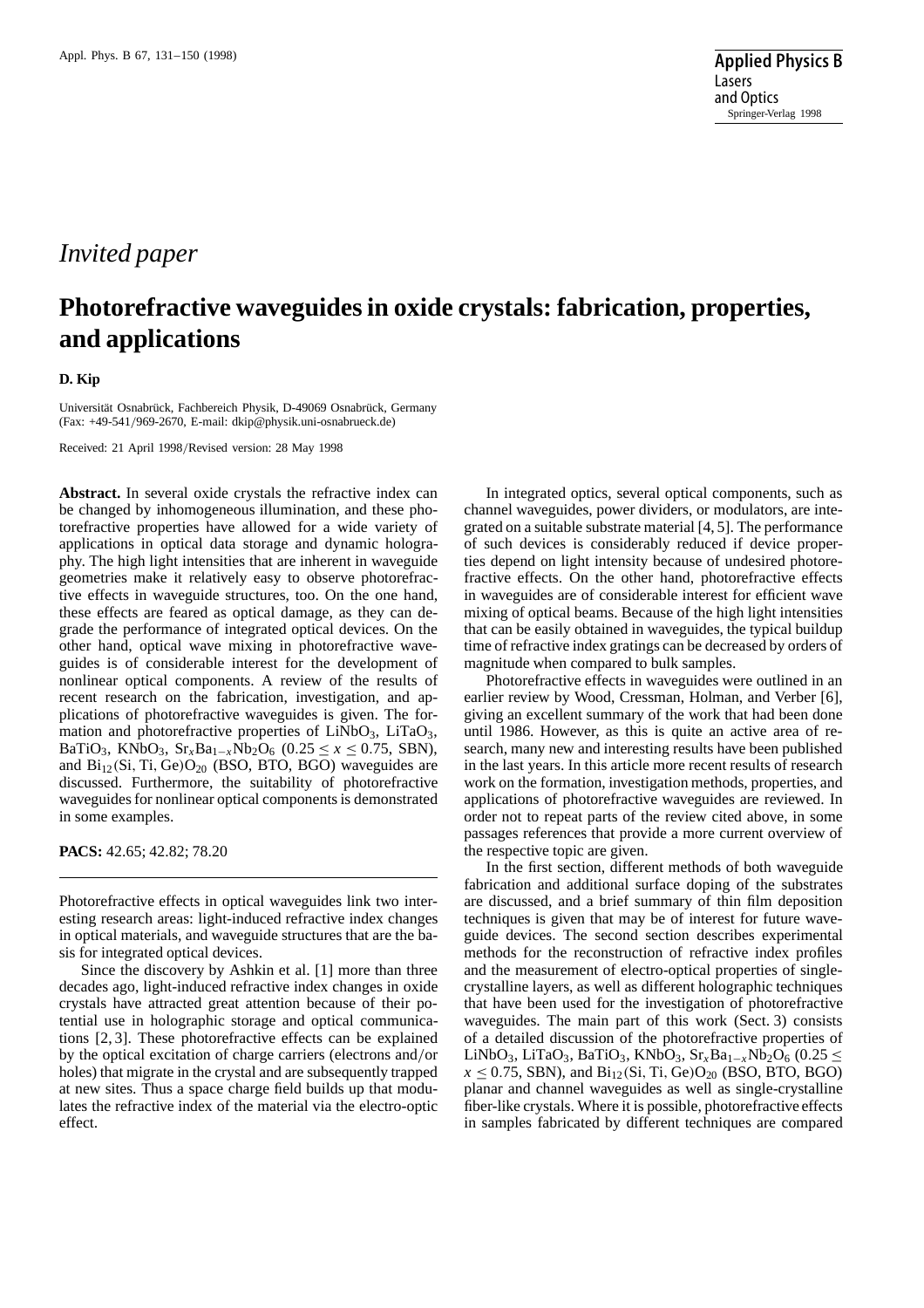*Invited paper*

# Photorefractive waveguides in oxide crystals: fabrication, properties, and applications

**D. Kip**

Universität Osnabrück, Fachbereich Physik, D-49069 Osnabrück, Germany
(Fax: +49-541/969-2670, E-mail: dkip@physik.uni-osnabrueck.de)

Received: 21 April 1998/Revised version: 28 May 1998

**Abstract.** In several oxide crystals the refractive index can be changed by inhomogeneous illumination, and these photorefractive properties have allowed for a wide variety of applications in optical data storage and dynamic holography. The high light intensities that are inherent in waveguide geometries make it relatively easy to observe photorefractive effects in waveguide structures, too. On the one hand, these effects are feared as optical damage, as they can degrade the performance of integrated optical devices. On the other hand, optical wave mixing in photorefractive waveguides is of considerable interest for the development of nonlinear optical components. A review of the results of recent research on the fabrication, investigation, and applications of photorefractive waveguides is given. The formation and photorefractive properties of $LiNbO_3$, $LiTaO_3$, $BaTiO_3$, $KNbO_3$, $Sr_xBa_{1-x}Nb_2O_6$ ($0.25 \leq x \leq 0.75$, SBN), and $Bi_{12}(Si, Ti, Ge)O_{20}$ (BSO, BTO, BGO) waveguides are discussed. Furthermore, the suitability of photorefractive waveguides for nonlinear optical components is demonstrated in some examples.

**PACS:** 42.65; 42.82; 78.20

---

Photorefractive effects in optical waveguides link two interesting research areas: light-induced refractive index changes in optical materials, and waveguide structures that are the basis for integrated optical devices.

Since the discovery by Ashkin et al. [1] more than three decades ago, light-induced refractive index changes in oxide crystals have attracted great attention because of their potential use in holographic storage and optical communications [2, 3]. These photorefractive effects can be explained by the optical excitation of charge carriers (electrons and/or holes) that migrate in the crystal and are subsequently trapped at new sites. Thus a space charge field builds up that modulates the refractive index of the material via the electro-optic effect.

In integrated optics, several optical components, such as channel waveguides, power dividers, or modulators, are integrated on a suitable substrate material [4, 5]. The performance of such devices is considerably reduced if device properties depend on light intensity because of undesired photorefractive effects. On the other hand, photorefractive effects in waveguides are of considerable interest for efficient wave mixing of optical beams. Because of the high light intensities that can be easily obtained in waveguides, the typical buildup time of refractive index gratings can be decreased by orders of magnitude when compared to bulk samples.

Photorefractive effects in waveguides were outlined in an earlier review by Wood, Cressman, Holman, and Verber [6], giving an excellent summary of the work that had been done until 1986. However, as this is quite an active area of research, many new and interesting results have been published in the last years. In this article more recent results of research work on the formation, investigation methods, properties, and applications of photorefractive waveguides are reviewed. In order not to repeat parts of the review cited above, in some passages references that provide a more current overview of the respective topic are given.

In the first section, different methods of both waveguide fabrication and additional surface doping of the substrates are discussed, and a brief summary of thin film deposition techniques is given that may be of interest for future waveguide devices. The second section describes experimental methods for the reconstruction of refractive index profiles and the measurement of electro-optical properties of single-crystalline layers, as well as different holographic techniques that have been used for the investigation of photorefractive waveguides. The main part of this work (Sect. 3) consists of a detailed discussion of the photorefractive properties of $LiNbO_3$, $LiTaO_3$, $BaTiO_3$, $KNbO_3$, $Sr_xBa_{1-x}Nb_2O_6$ ($0.25 \leq x \leq 0.75$, SBN), and $Bi_{12}(Si, Ti, Ge)O_{20}$ (BSO, BTO, BGO) planar and channel waveguides as well as single-crystalline fiber-like crystals. Where it is possible, photorefractive effects in samples fabricated by different techniques are compared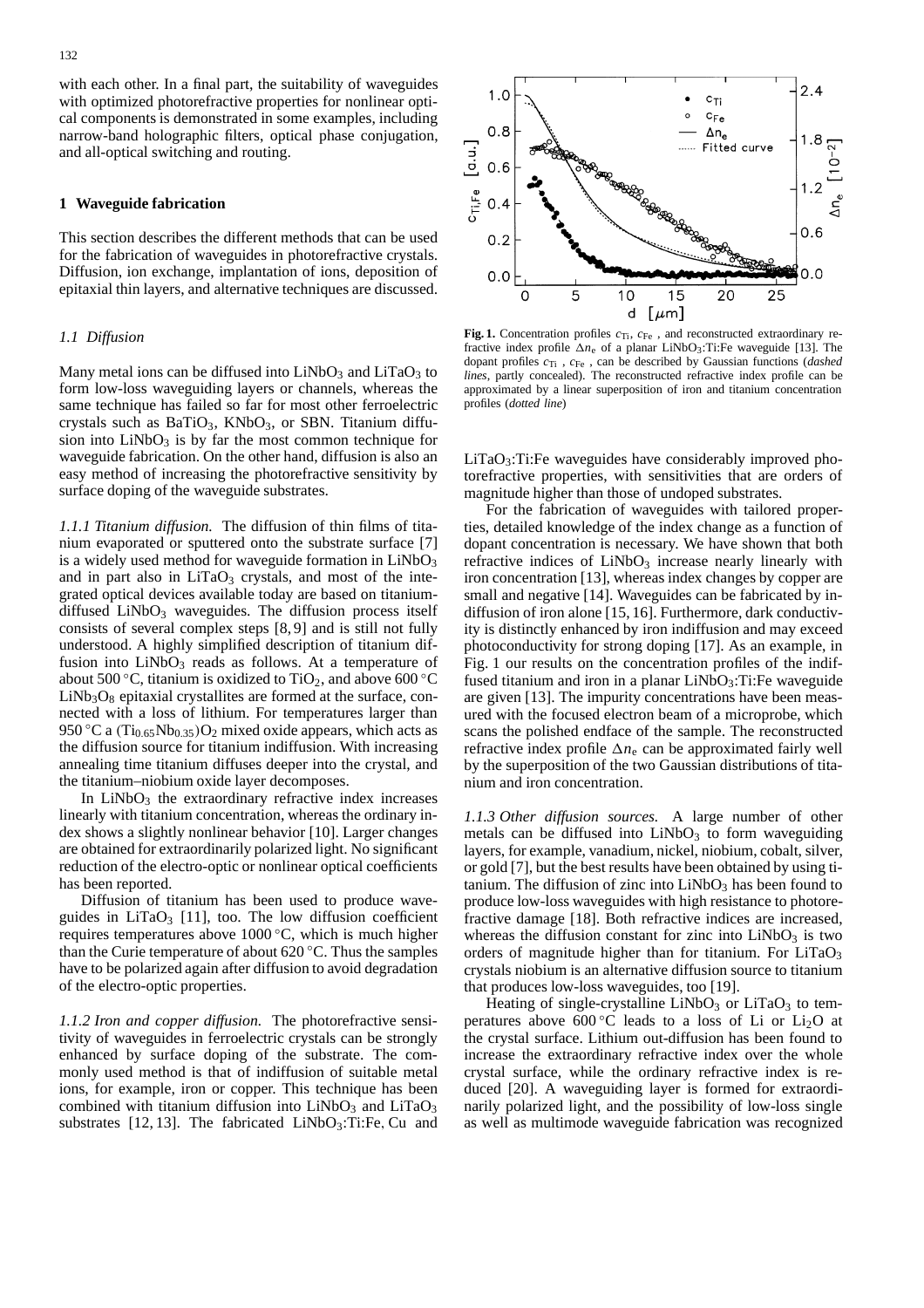with each other. In a final part, the suitability of waveguides with optimized photorefractive properties for nonlinear optical components is demonstrated in some examples, including narrow-band holographic filters, optical phase conjugation, and all-optical switching and routing.

## 1 Waveguide fabrication

This section describes the different methods that can be used for the fabrication of waveguides in photorefractive crystals. Diffusion, ion exchange, implantation of ions, deposition of epitaxial thin layers, and alternative techniques are discussed.

### *1.1 Diffusion*

Many metal ions can be diffused into $LiNbO_3$ and $LiTaO_3$ to form low-loss waveguiding layers or channels, whereas the same technique has failed so far for most other ferroelectric crystals such as $BaTiO_3$, $KNbO_3$, or SBN. Titanium diffusion into $LiNbO_3$ is by far the most common technique for waveguide fabrication. On the other hand, diffusion is also an easy method of increasing the photorefractive sensitivity by surface doping of the waveguide substrates.

*1.1.1 Titanium diffusion.* The diffusion of thin films of titanium evaporated or sputtered onto the substrate surface [7] is a widely used method for waveguide formation in $LiNbO_3$ and in part also in $LiTaO_3$ crystals, and most of the integrated optical devices available today are based on titanium-diffused $LiNbO_3$ waveguides. The diffusion process itself consists of several complex steps [8, 9] and is still not fully understood. A highly simplified description of titanium diffusion into $LiNbO_3$ reads as follows. At a temperature of about 500 °C, titanium is oxidized to $TiO_2$, and above 600 °C $LiNb_3O_8$ epitaxial crystallites are formed at the surface, connected with a loss of lithium. For temperatures larger than 950 °C a $(Ti_{0.65}Nb_{0.35})O_2$ mixed oxide appears, which acts as the diffusion source for titanium indiffusion. With increasing annealing time titanium diffuses deeper into the crystal, and the titanium–niobium oxide layer decomposes.

In $LiNbO_3$ the extraordinary refractive index increases linearly with titanium concentration, whereas the ordinary index shows a slightly nonlinear behavior [10]. Larger changes are obtained for extraordinarily polarized light. No significant reduction of the electro-optic or nonlinear optical coefficients has been reported.

Diffusion of titanium has been used to produce waveguides in $LiTaO_3$ [11], too. The low diffusion coefficient requires temperatures above 1000 °C, which is much higher than the Curie temperature of about 620 °C. Thus the samples have to be polarized again after diffusion to avoid degradation of the electro-optic properties.

*1.1.2 Iron and copper diffusion.* The photorefractive sensitivity of waveguides in ferroelectric crystals can be strongly enhanced by surface doping of the substrate. The commonly used method is that of indiffusion of suitable metal ions, for example, iron or copper. This technique has been combined with titanium diffusion into $LiNbO_3$ and $LiTaO_3$ substrates [12, 13]. The fabricated $LiNbO_3$:Ti:Fe, Cu and $LiTaO_3$:Ti:Fe waveguides have considerably improved photorefractive properties, with sensitivities that are orders of magnitude higher than those of undoped substrates.

**Fig. 1.** Concentration profiles $c_{Ti}$, $c_{Fe}$, and reconstructed extraordinary refractive index profile $\Delta n_e$ of a planar $LiNbO_3$:Ti:Fe waveguide [13]. The dopant profiles $c_{Ti}$, $c_{Fe}$, can be described by Gaussian functions (*dashed lines*, partly concealed). The reconstructed refractive index profile can be approximated by a linear superposition of iron and titanium concentration profiles (*dotted line*)

For the fabrication of waveguides with tailored properties, detailed knowledge of the index change as a function of dopant concentration is necessary. We have shown that both refractive indices of $LiNbO_3$ increase nearly linearly with iron concentration [13], whereas index changes by copper are small and negative [14]. Waveguides can be fabricated by indiffusion of iron alone [15, 16]. Furthermore, dark conductivity is distinctly enhanced by iron indiffusion and may exceed photoconductivity for strong doping [17]. As an example, in Fig. 1 our results on the concentration profiles of the indiffused titanium and iron in a planar $LiNbO_3$:Ti:Fe waveguide are given [13]. The impurity concentrations have been measured with the focused electron beam of a microprobe, which scans the polished endface of the sample. The reconstructed refractive index profile $\Delta n_e$ can be approximated fairly well by the superposition of the two Gaussian distributions of titanium and iron concentration.

*1.1.3 Other diffusion sources.* A large number of other metals can be diffused into $LiNbO_3$ to form waveguiding layers, for example, vanadium, nickel, niobium, cobalt, silver, or gold [7], but the best results have been obtained by using titanium. The diffusion of zinc into $LiNbO_3$ has been found to produce low-loss waveguides with high resistance to photorefractive damage [18]. Both refractive indices are increased, whereas the diffusion constant for zinc into $LiNbO_3$ is two orders of magnitude higher than for titanium. For $LiTaO_3$ crystals niobium is an alternative diffusion source to titanium that produces low-loss waveguides, too [19].

Heating of single-crystalline $LiNbO_3$ or $LiTaO_3$ to temperatures above 600 °C leads to a loss of Li or $Li_2O$ at the crystal surface. Lithium out-diffusion has been found to increase the extraordinary refractive index over the whole crystal surface, while the ordinary refractive index is reduced [20]. A waveguiding layer is formed for extraordinarily polarized light, and the possibility of low-loss single as well as multimode waveguide fabrication was recognized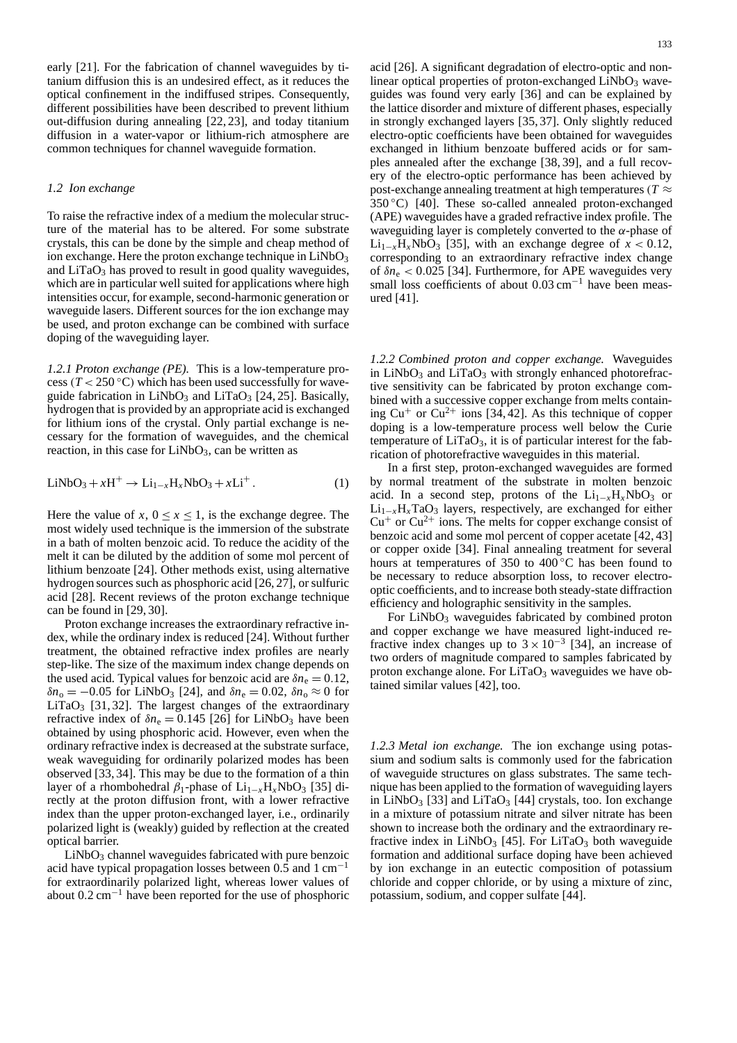early [21]. For the fabrication of channel waveguides by titanium diffusion this is an undesired effect, as it reduces the optical confinement in the indiffused stripes. Consequently, different possibilities have been described to prevent lithium out-diffusion during annealing [22, 23], and today titanium diffusion in a water-vapor or lithium-rich atmosphere are common techniques for channel waveguide formation.

### *1.2 Ion exchange*

To raise the refractive index of a medium the molecular structure of the material has to be altered. For some substrate crystals, this can be done by the simple and cheap method of ion exchange. Here the proton exchange technique in $LiNbO_3$ and $LiTaO_3$ has proved to result in good quality waveguides, which are in particular well suited for applications where high intensities occur, for example, second-harmonic generation or waveguide lasers. Different sources for the ion exchange may be used, and proton exchange can be combined with surface doping of the waveguiding layer.

*1.2.1 Proton exchange (PE).* This is a low-temperature process ($T < 250\,°C$) which has been used successfully for waveguide fabrication in $LiNbO_3$ and $LiTaO_3$ [24, 25]. Basically, hydrogen that is provided by an appropriate acid is exchanged for lithium ions of the crystal. Only partial exchange is necessary for the formation of waveguides, and the chemical reaction, in this case for $LiNbO_3$, can be written as

$$LiNbO_3 + xH^+ \rightarrow Li_{1-x}H_xNbO_3 + xLi^+ . \qquad (1)$$

Here the value of $x$, $0 \le x \le 1$, is the exchange degree. The most widely used technique is the immersion of the substrate in a bath of molten benzoic acid. To reduce the acidity of the melt it can be diluted by the addition of some mol percent of lithium benzoate [24]. Other methods exist, using alternative hydrogen sources such as phosphoric acid [26, 27], or sulfuric acid [28]. Recent reviews of the proton exchange technique can be found in [29, 30].

Proton exchange increases the extraordinary refractive index, while the ordinary index is reduced [24]. Without further treatment, the obtained refractive index profiles are nearly step-like. The size of the maximum index change depends on the used acid. Typical values for benzoic acid are $\delta n_e = 0.12$, $\delta n_o = -0.05$ for $LiNbO_3$ [24], and $\delta n_e = 0.02$, $\delta n_o \approx 0$ for $LiTaO_3$ [31, 32]. The largest changes of the extraordinary refractive index of $\delta n_e = 0.145$ [26] for $LiNbO_3$ have been obtained by using phosphoric acid. However, even when the ordinary refractive index is decreased at the substrate surface, weak waveguiding for ordinarily polarized modes has been observed [33, 34]. This may be due to the formation of a thin layer of a rhombohedral $\beta_1$-phase of $Li_{1-x}H_xNbO_3$ [35] directly at the proton diffusion front, with a lower refractive index than the upper proton-exchanged layer, i.e., ordinarily polarized light is (weakly) guided by reflection at the created optical barrier.

$LiNbO_3$ channel waveguides fabricated with pure benzoic acid have typical propagation losses between 0.5 and $1\,cm^{-1}$ for extraordinarily polarized light, whereas lower values of about $0.2\,cm^{-1}$ have been reported for the use of phosphoric acid [26]. A significant degradation of electro-optic and nonlinear optical properties of proton-exchanged $LiNbO_3$ waveguides was found very early [36] and can be explained by the lattice disorder and mixture of different phases, especially in strongly exchanged layers [35, 37]. Only slightly reduced electro-optic coefficients have been obtained for waveguides exchanged in lithium benzoate buffered acids or for samples annealed after the exchange [38, 39], and a full recovery of the electro-optic performance has been achieved by post-exchange annealing treatment at high temperatures ($T \approx 350\,°C$) [40]. These so-called annealed proton-exchanged (APE) waveguides have a graded refractive index profile. The waveguiding layer is completely converted to the $\alpha$-phase of $Li_{1-x}H_xNbO_3$ [35], with an exchange degree of $x < 0.12$, corresponding to an extraordinary refractive index change of $\delta n_e < 0.025$ [34]. Furthermore, for APE waveguides very small loss coefficients of about $0.03\,cm^{-1}$ have been measured [41].

*1.2.2 Combined proton and copper exchange.* Waveguides in $LiNbO_3$ and $LiTaO_3$ with strongly enhanced photorefractive sensitivity can be fabricated by proton exchange combined with a successive copper exchange from melts containing $Cu^+$ or $Cu^{2+}$ ions [34, 42]. As this technique of copper doping is a low-temperature process well below the Curie temperature of $LiTaO_3$, it is of particular interest for the fabrication of photorefractive waveguides in this material.

In a first step, proton-exchanged waveguides are formed by normal treatment of the substrate in molten benzoic acid. In a second step, protons of the $Li_{1-x}H_xNbO_3$ or $Li_{1-x}H_xTaO_3$ layers, respectively, are exchanged for either $Cu^+$ or $Cu^{2+}$ ions. The melts for copper exchange consist of benzoic acid and some mol percent of copper acetate [42, 43] or copper oxide [34]. Final annealing treatment for several hours at temperatures of 350 to 400 °C has been found to be necessary to reduce absorption loss, to recover electro-optic coefficients, and to increase both steady-state diffraction efficiency and holographic sensitivity in the samples.

For $LiNbO_3$ waveguides fabricated by combined proton and copper exchange we have measured light-induced refractive index changes up to $3 \times 10^{-3}$ [34], an increase of two orders of magnitude compared to samples fabricated by proton exchange alone. For $LiTaO_3$ waveguides we have obtained similar values [42], too.

*1.2.3 Metal ion exchange.* The ion exchange using potassium and sodium salts is commonly used for the fabrication of waveguide structures on glass substrates. The same technique has been applied to the formation of waveguiding layers in $LiNbO_3$ [33] and $LiTaO_3$ [44] crystals, too. Ion exchange in a mixture of potassium nitrate and silver nitrate has been shown to increase both the ordinary and the extraordinary refractive index in $LiNbO_3$ [45]. For $LiTaO_3$ both waveguide formation and additional surface doping have been achieved by ion exchange in an eutectic composition of potassium chloride and copper chloride, or by using a mixture of zinc, potassium, sodium, and copper sulfate [44].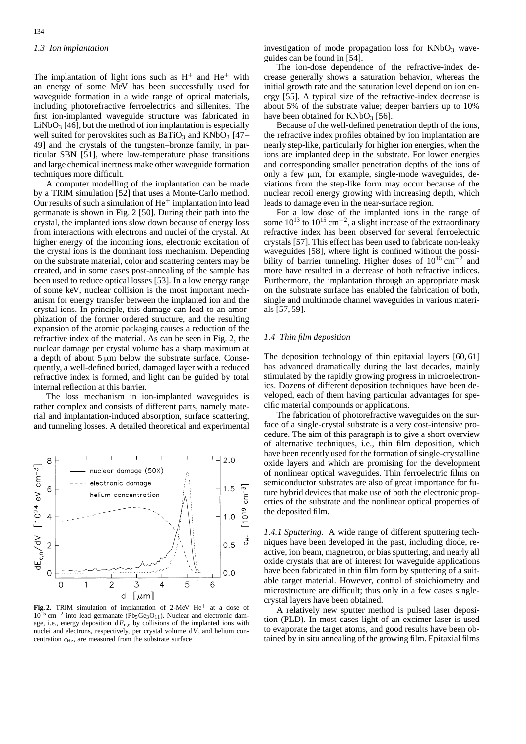### 1.3 Ion implantation

The implantation of light ions such as $H^+$ and $He^+$ with an energy of some MeV has been successfully used for waveguide formation in a wide range of optical materials, including photorefractive ferroelectrics and sillenites. The first ion-implanted waveguide structure was fabricated in $LiNbO_3$ [46], but the method of ion implantation is especially well suited for perovskites such as $BaTiO_3$ and $KNbO_3$ [47–49] and the crystals of the tungsten–bronze family, in particular SBN [51], where low-temperature phase transitions and large chemical inertness make other waveguide formation techniques more difficult.

A computer modelling of the implantation can be made by a TRIM simulation [52] that uses a Monte-Carlo method. Our results of such a simulation of $He^+$ implantation into lead germanate is shown in Fig. 2 [50]. During their path into the crystal, the implanted ions slow down because of energy loss from interactions with electrons and nuclei of the crystal. At higher energy of the incoming ions, electronic excitation of the crystal ions is the dominant loss mechanism. Depending on the substrate material, color and scattering centers may be created, and in some cases post-annealing of the sample has been used to reduce optical losses [53]. In a low energy range of some keV, nuclear collision is the most important mechanism for energy transfer between the implanted ion and the crystal ions. In principle, this damage can lead to an amorphization of the former ordered structure, and the resulting expansion of the atomic packaging causes a reduction of the refractive index of the material. As can be seen in Fig. 2, the nuclear damage per crystal volume has a sharp maximum at a depth of about 5 μm below the substrate surface. Consequently, a well-defined buried, damaged layer with a reduced refractive index is formed, and light can be guided by total internal reflection at this barrier.

The loss mechanism in ion-implanted waveguides is rather complex and consists of different parts, namely material and implantation-induced absorption, surface scattering, and tunneling losses. A detailed theoretical and experimental investigation of mode propagation loss for $KNbO_3$ waveguides can be found in [54].

**Fig. 2.** TRIM simulation of implantation of 2-MeV $He^+$ at a dose of $10^{15}$ cm$^{-2}$ into lead germanate ($Pb_5Ge_3O_{11}$). Nuclear and electronic damage, i.e., energy deposition $dE_{n,e}$ by collisions of the implanted ions with nuclei and electrons, respectively, per crystal volume $dV$, and helium concentration $c_{He}$, are measured from the substrate surface

The ion-dose dependence of the refractive-index decrease generally shows a saturation behavior, whereas the initial growth rate and the saturation level depend on ion energy [55]. A typical size of the refractive-index decrease is about 5% of the substrate value; deeper barriers up to 10% have been obtained for $KNbO_3$ [56].

Because of the well-defined penetration depth of the ions, the refractive index profiles obtained by ion implantation are nearly step-like, particularly for higher ion energies, when the ions are implanted deep in the substrate. For lower energies and corresponding smaller penetration depths of the ions of only a few μm, for example, single-mode waveguides, deviations from the step-like form may occur because of the nuclear recoil energy growing with increasing depth, which leads to damage even in the near-surface region.

For a low dose of the implanted ions in the range of some $10^{13}$ to $10^{15}$ cm$^{-2}$, a slight increase of the extraordinary refractive index has been observed for several ferroelectric crystals [57]. This effect has been used to fabricate non-leaky waveguides [58], where light is confined without the possibility of barrier tunneling. Higher doses of $10^{16}$ cm$^{-2}$ and more have resulted in a decrease of both refractive indices. Furthermore, the implantation through an appropriate mask on the substrate surface has enabled the fabrication of both, single and multimode channel waveguides in various materials [57, 59].

### 1.4 Thin film deposition

The deposition technology of thin epitaxial layers [60, 61] has advanced dramatically during the last decades, mainly stimulated by the rapidly growing progress in microelectronics. Dozens of different deposition techniques have been developed, each of them having particular advantages for specific material compounds or applications.

The fabrication of photorefractive waveguides on the surface of a single-crystal substrate is a very cost-intensive procedure. The aim of this paragraph is to give a short overview of alternative techniques, i.e., thin film deposition, which have been recently used for the formation of single-crystalline oxide layers and which are promising for the development of nonlinear optical waveguides. Thin ferroelectric films on semiconductor substrates are also of great importance for future hybrid devices that make use of both the electronic properties of the substrate and the nonlinear optical properties of the deposited film.

*1.4.1 Sputtering.* A wide range of different sputtering techniques have been developed in the past, including diode, reactive, ion beam, magnetron, or bias sputtering, and nearly all oxide crystals that are of interest for waveguide applications have been fabricated in thin film form by sputtering of a suitable target material. However, control of stoichiometry and microstructure are difficult; thus only in a few cases single-crystal layers have been obtained.

A relatively new sputter method is pulsed laser deposition (PLD). In most cases light of an excimer laser is used to evaporate the target atoms, and good results have been obtained by in situ annealing of the growing film. Epitaxial films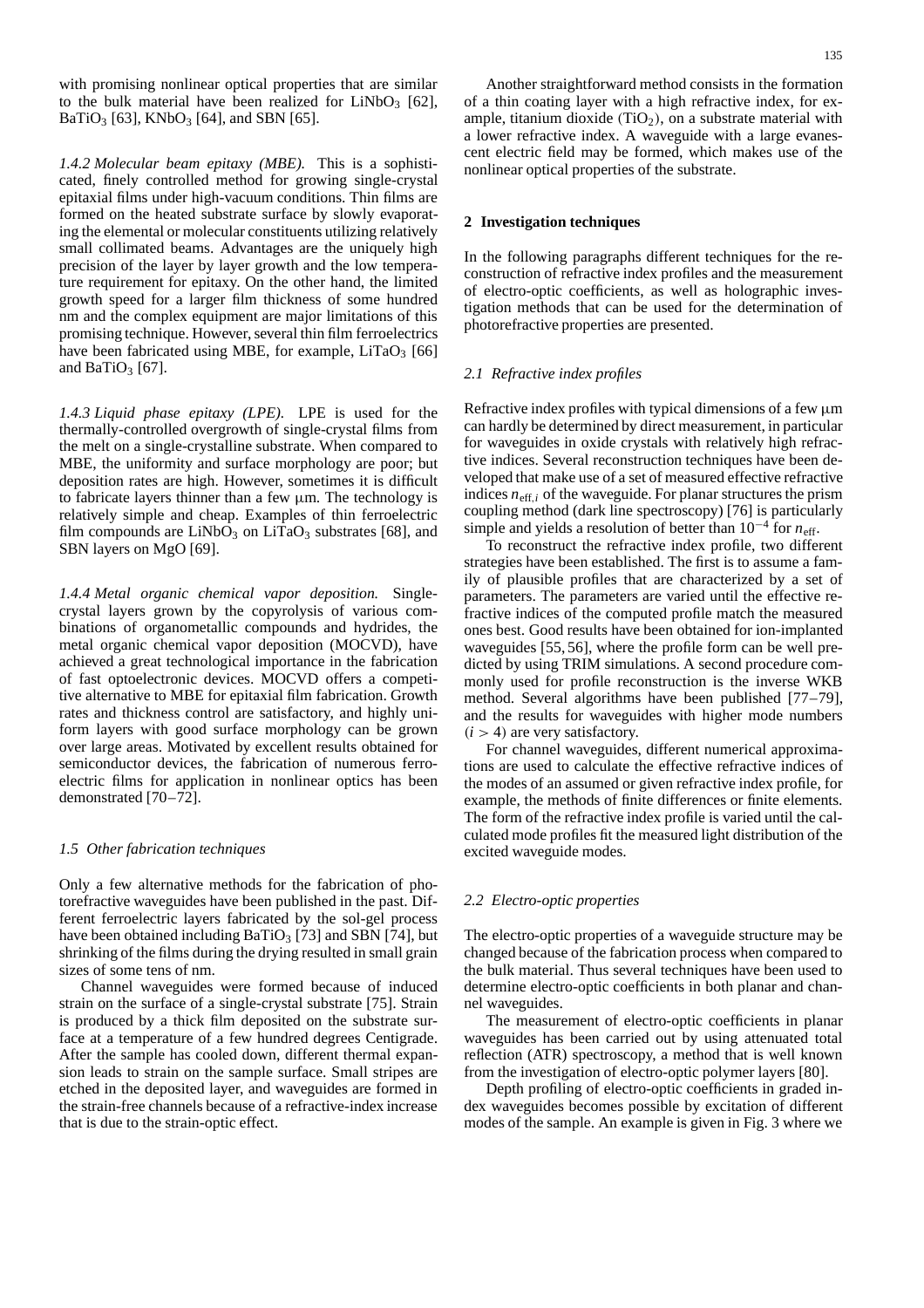with promising nonlinear optical properties that are similar to the bulk material have been realized for $LiNbO_3$ [62], $BaTiO_3$ [63], $KNbO_3$ [64], and SBN [65].

*1.4.2 Molecular beam epitaxy (MBE).* This is a sophisticated, finely controlled method for growing single-crystal epitaxial films under high-vacuum conditions. Thin films are formed on the heated substrate surface by slowly evaporating the elemental or molecular constituents utilizing relatively small collimated beams. Advantages are the uniquely high precision of the layer by layer growth and the low temperature requirement for epitaxy. On the other hand, the limited growth speed for a larger film thickness of some hundred nm and the complex equipment are major limitations of this promising technique. However, several thin film ferroelectrics have been fabricated using MBE, for example, $LiTaO_3$ [66] and $BaTiO_3$ [67].

*1.4.3 Liquid phase epitaxy (LPE).* LPE is used for the thermally-controlled overgrowth of single-crystal films from the melt on a single-crystalline substrate. When compared to MBE, the uniformity and surface morphology are poor; but deposition rates are high. However, sometimes it is difficult to fabricate layers thinner than a few μm. The technology is relatively simple and cheap. Examples of thin ferroelectric film compounds are $LiNbO_3$ on $LiTaO_3$ substrates [68], and SBN layers on MgO [69].

*1.4.4 Metal organic chemical vapor deposition.* Single-crystal layers grown by the copyrolysis of various combinations of organometallic compounds and hydrides, the metal organic chemical vapor deposition (MOCVD), have achieved a great technological importance in the fabrication of fast optoelectronic devices. MOCVD offers a competitive alternative to MBE for epitaxial film fabrication. Growth rates and thickness control are satisfactory, and highly uniform layers with good surface morphology can be grown over large areas. Motivated by excellent results obtained for semiconductor devices, the fabrication of numerous ferroelectric films for application in nonlinear optics has been demonstrated [70–72].

### *1.5 Other fabrication techniques*

Only a few alternative methods for the fabrication of photorefractive waveguides have been published in the past. Different ferroelectric layers fabricated by the sol-gel process have been obtained including $BaTiO_3$ [73] and SBN [74], but shrinking of the films during the drying resulted in small grain sizes of some tens of nm.

Channel waveguides were formed because of induced strain on the surface of a single-crystal substrate [75]. Strain is produced by a thick film deposited on the substrate surface at a temperature of a few hundred degrees Centigrade. After the sample has cooled down, different thermal expansion leads to strain on the sample surface. Small stripes are etched in the deposited layer, and waveguides are formed in the strain-free channels because of a refractive-index increase that is due to the strain-optic effect.

Another straightforward method consists in the formation of a thin coating layer with a high refractive index, for example, titanium dioxide ($TiO_2$), on a substrate material with a lower refractive index. A waveguide with a large evanescent electric field may be formed, which makes use of the nonlinear optical properties of the substrate.

## **2 Investigation techniques**

In the following paragraphs different techniques for the reconstruction of refractive index profiles and the measurement of electro-optic coefficients, as well as holographic investigation methods that can be used for the determination of photorefractive properties are presented.

### *2.1 Refractive index profiles*

Refractive index profiles with typical dimensions of a few μm can hardly be determined by direct measurement, in particular for waveguides in oxide crystals with relatively high refractive indices. Several reconstruction techniques have been developed that make use of a set of measured effective refractive indices $n_{\mathrm{eff},i}$ of the waveguide. For planar structures the prism coupling method (dark line spectroscopy) [76] is particularly simple and yields a resolution of better than $10^{-4}$ for $n_{\mathrm{eff}}$.

To reconstruct the refractive index profile, two different strategies have been established. The first is to assume a family of plausible profiles that are characterized by a set of parameters. The parameters are varied until the effective refractive indices of the computed profile match the measured ones best. Good results have been obtained for ion-implanted waveguides [55, 56], where the profile form can be well predicted by using TRIM simulations. A second procedure commonly used for profile reconstruction is the inverse WKB method. Several algorithms have been published [77–79], and the results for waveguides with higher mode numbers ($i > 4$) are very satisfactory.

For channel waveguides, different numerical approximations are used to calculate the effective refractive indices of the modes of an assumed or given refractive index profile, for example, the methods of finite differences or finite elements. The form of the refractive index profile is varied until the calculated mode profiles fit the measured light distribution of the excited waveguide modes.

### *2.2 Electro-optic properties*

The electro-optic properties of a waveguide structure may be changed because of the fabrication process when compared to the bulk material. Thus several techniques have been used to determine electro-optic coefficients in both planar and channel waveguides.

The measurement of electro-optic coefficients in planar waveguides has been carried out by using attenuated total reflection (ATR) spectroscopy, a method that is well known from the investigation of electro-optic polymer layers [80].

Depth profiling of electro-optic coefficients in graded index waveguides becomes possible by excitation of different modes of the sample. An example is given in Fig. 3 where we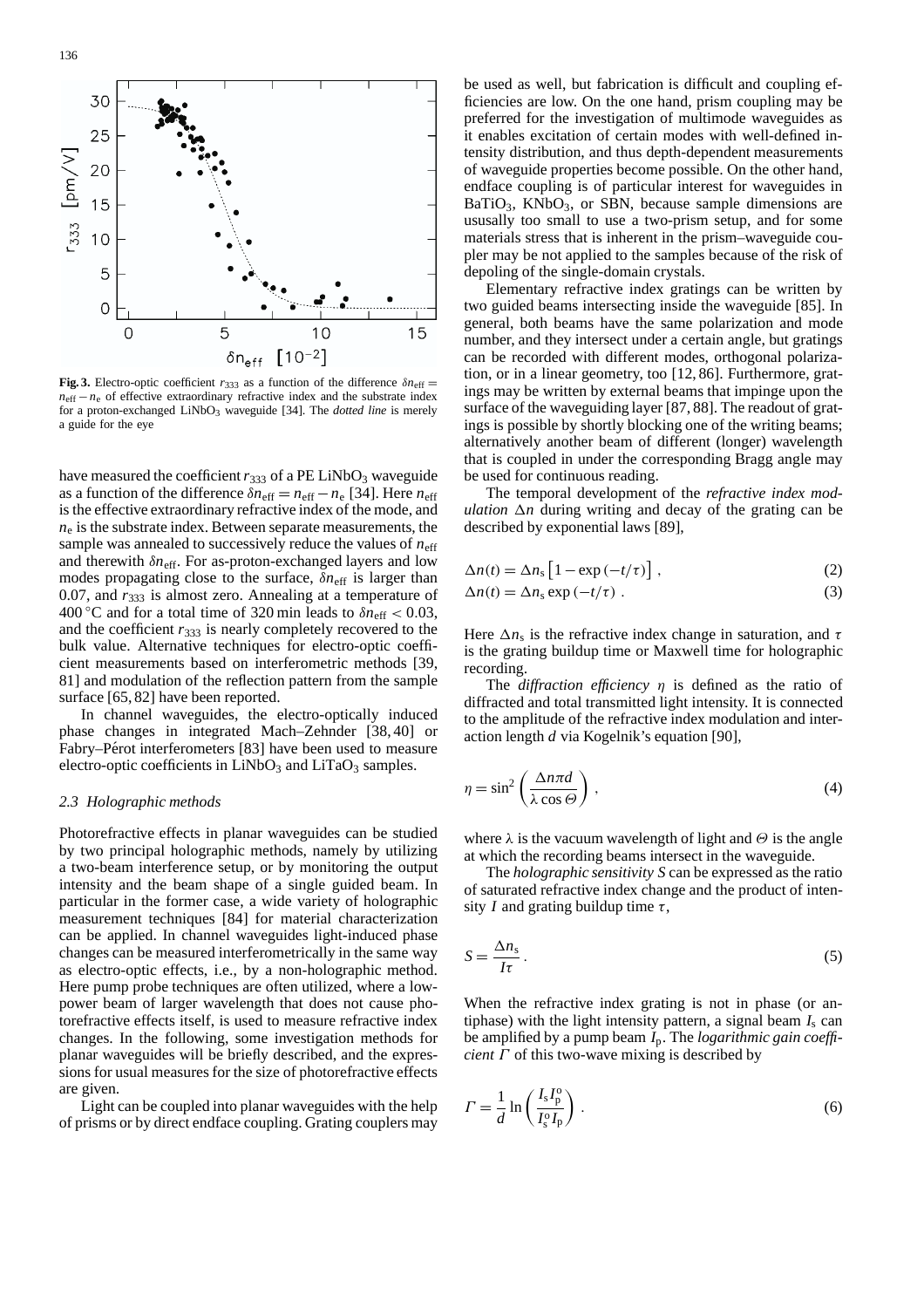**Fig. 3.** Electro-optic coefficient $r_{333}$ as a function of the difference $\delta n_{eff} = n_{eff} - n_e$ of effective extraordinary refractive index and the substrate index for a proton-exchanged $LiNbO_3$ waveguide [34]. The *dotted line* is merely a guide for the eye

have measured the coefficient $r_{333}$ of a PE $LiNbO_3$ waveguide as a function of the difference $\delta n_{eff} = n_{eff} - n_e$ [34]. Here $n_{eff}$ is the effective extraordinary refractive index of the mode, and $n_e$ is the substrate index. Between separate measurements, the sample was annealed to successively reduce the values of $n_{eff}$ and therewith $\delta n_{eff}$. For as-proton-exchanged layers and low modes propagating close to the surface, $\delta n_{eff}$ is larger than 0.07, and $r_{333}$ is almost zero. Annealing at a temperature of 400 °C and for a total time of 320 min leads to $\delta n_{eff} < 0.03$, and the coefficient $r_{333}$ is nearly completely recovered to the bulk value. Alternative techniques for electro-optic coefficient measurements based on interferometric methods [39, 81] and modulation of the reflection pattern from the sample surface [65, 82] have been reported.

In channel waveguides, the electro-optically induced phase changes in integrated Mach–Zehnder [38, 40] or Fabry–Pérot interferometers [83] have been used to measure electro-optic coefficients in $LiNbO_3$ and $LiTaO_3$ samples.

### 2.3 Holographic methods

Photorefractive effects in planar waveguides can be studied by two principal holographic methods, namely by utilizing a two-beam interference setup, or by monitoring the output intensity and the beam shape of a single guided beam. In particular in the former case, a wide variety of holographic measurement techniques [84] for material characterization can be applied. In channel waveguides light-induced phase changes can be measured interferometrically in the same way as electro-optic effects, i.e., by a non-holographic method. Here pump probe techniques are often utilized, where a low-power beam of larger wavelength that does not cause photorefractive effects itself, is used to measure refractive index changes. In the following, some investigation methods for planar waveguides will be briefly described, and the expressions for usual measures for the size of photorefractive effects are given.

Light can be coupled into planar waveguides with the help of prisms or by direct endface coupling. Grating couplers may be used as well, but fabrication is difficult and coupling efficiencies are low. On the one hand, prism coupling may be preferred for the investigation of multimode waveguides as it enables excitation of certain modes with well-defined intensity distribution, and thus depth-dependent measurements of waveguide properties become possible. On the other hand, endface coupling is of particular interest for waveguides in $BaTiO_3$, $KNbO_3$, or SBN, because sample dimensions are ususally too small to use a two-prism setup, and for some materials stress that is inherent in the prism–waveguide coupler may be not applied to the samples because of the risk of depoling of the single-domain crystals.

Elementary refractive index gratings can be written by two guided beams intersecting inside the waveguide [85]. In general, both beams have the same polarization and mode number, and they intersect under a certain angle, but gratings can be recorded with different modes, orthogonal polarization, or in a linear geometry, too [12, 86]. Furthermore, gratings may be written by external beams that impinge upon the surface of the waveguiding layer [87, 88]. The readout of gratings is possible by shortly blocking one of the writing beams; alternatively another beam of different (longer) wavelength that is coupled in under the corresponding Bragg angle may be used for continuous reading.

The temporal development of the *refractive index modulation* $\Delta n$ during writing and decay of the grating can be described by exponential laws [89],

$$\Delta n(t) = \Delta n_s \left[1 - \exp(-t/\tau)\right] , \tag{2}$$

$$\Delta n(t) = \Delta n_s \exp(-t/\tau) . \tag{3}$$

Here $\Delta n_s$ is the refractive index change in saturation, and $\tau$ is the grating buildup time or Maxwell time for holographic recording.

The *diffraction efficiency* $\eta$ is defined as the ratio of diffracted and total transmitted light intensity. It is connected to the amplitude of the refractive index modulation and interaction length $d$ via Kogelnik's equation [90],

$$\eta = \sin^2\left(\frac{\Delta n \pi d}{\lambda \cos\Theta}\right) , \tag{4}$$

where $\lambda$ is the vacuum wavelength of light and $\Theta$ is the angle at which the recording beams intersect in the waveguide.

The *holographic sensitivity* $S$ can be expressed as the ratio of saturated refractive index change and the product of intensity $I$ and grating buildup time $\tau$,

$$S = \frac{\Delta n_s}{I\tau} . \tag{5}$$

When the refractive index grating is not in phase (or antiphase) with the light intensity pattern, a signal beam $I_s$ can be amplified by a pump beam $I_p$. The *logarithmic gain coefficient* $\Gamma$ of this two-wave mixing is described by

$$\Gamma = \frac{1}{d} \ln\left(\frac{I_s I_p^o}{I_s^o I_p}\right) . \tag{6}$$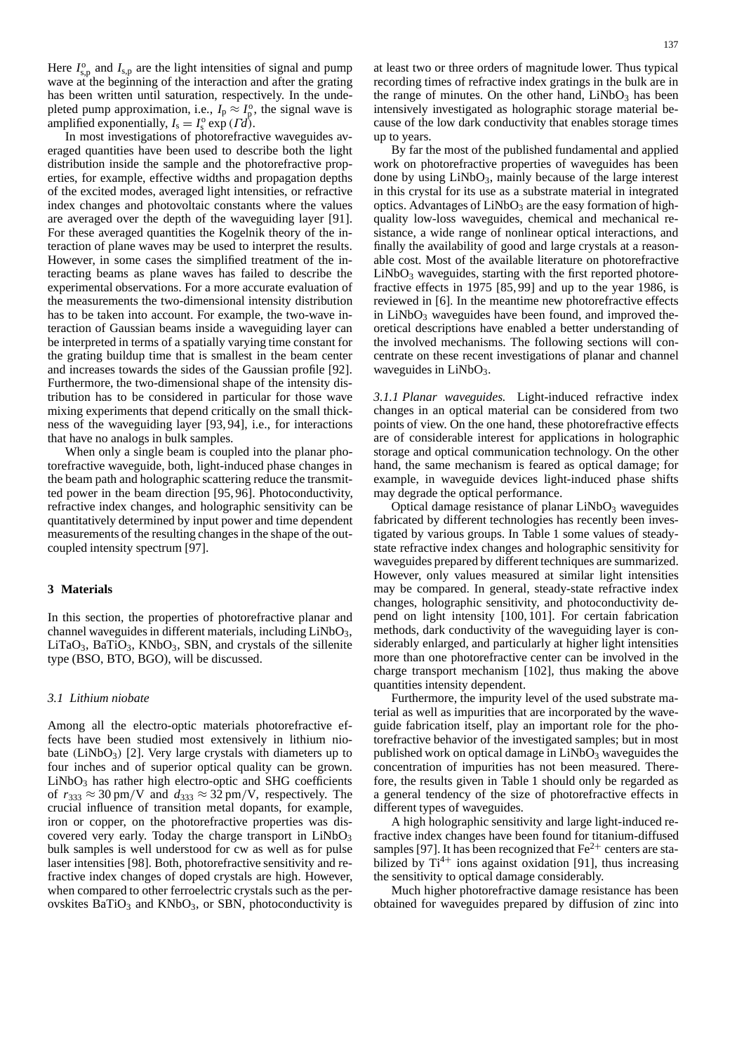Here $I^o_{s,p}$ and $I_{s,p}$ are the light intensities of signal and pump wave at the beginning of the interaction and after the grating has been written until saturation, respectively. In the undepleted pump approximation, i.e., $I_p \approx I^o_p$, the signal wave is amplified exponentially, $I_s = I^o_s \exp(\Gamma d)$.

In most investigations of photorefractive waveguides averaged quantities have been used to describe both the light distribution inside the sample and the photorefractive properties, for example, effective widths and propagation depths of the excited modes, averaged light intensities, or refractive index changes and photovoltaic constants where the values are averaged over the depth of the waveguiding layer [91]. For these averaged quantities the Kogelnik theory of the interaction of plane waves may be used to interpret the results. However, in some cases the simplified treatment of the interacting beams as plane waves has failed to describe the experimental observations. For a more accurate evaluation of the measurements the two-dimensional intensity distribution has to be taken into account. For example, the two-wave interaction of Gaussian beams inside a waveguiding layer can be interpreted in terms of a spatially varying time constant for the grating buildup time that is smallest in the beam center and increases towards the sides of the Gaussian profile [92]. Furthermore, the two-dimensional shape of the intensity distribution has to be considered in particular for those wave mixing experiments that depend critically on the small thickness of the waveguiding layer [93, 94], i.e., for interactions that have no analogs in bulk samples.

When only a single beam is coupled into the planar photorefractive waveguide, both, light-induced phase changes in the beam path and holographic scattering reduce the transmitted power in the beam direction [95, 96]. Photoconductivity, refractive index changes, and holographic sensitivity can be quantitatively determined by input power and time dependent measurements of the resulting changes in the shape of the outcoupled intensity spectrum [97].

## 3 Materials

In this section, the properties of photorefractive planar and channel waveguides in different materials, including $LiNbO_3$, $LiTaO_3$, $BaTiO_3$, $KNbO_3$, SBN, and crystals of the sillenite type (BSO, BTO, BGO), will be discussed.

### 3.1 *Lithium niobate*

Among all the electro-optic materials photorefractive effects have been studied most extensively in lithium niobate ($LiNbO_3$) [2]. Very large crystals with diameters up to four inches and of superior optical quality can be grown. $LiNbO_3$ has rather high electro-optic and SHG coefficients of $r_{333} \approx 30\,\text{pm/V}$ and $d_{333} \approx 32\,\text{pm/V}$, respectively. The crucial influence of transition metal dopants, for example, iron or copper, on the photorefractive properties was discovered very early. Today the charge transport in $LiNbO_3$ bulk samples is well understood for cw as well as for pulse laser intensities [98]. Both, photorefractive sensitivity and refractive index changes of doped crystals are high. However, when compared to other ferroelectric crystals such as the perovskites $BaTiO_3$ and $KNbO_3$, or SBN, photoconductivity is at least two or three orders of magnitude lower. Thus typical recording times of refractive index gratings in the bulk are in the range of minutes. On the other hand, $LiNbO_3$ has been intensively investigated as holographic storage material because of the low dark conductivity that enables storage times up to years.

By far the most of the published fundamental and applied work on photorefractive properties of waveguides has been done by using $LiNbO_3$, mainly because of the large interest in this crystal for its use as a substrate material in integrated optics. Advantages of $LiNbO_3$ are the easy formation of high-quality low-loss waveguides, chemical and mechanical resistance, a wide range of nonlinear optical interactions, and finally the availability of good and large crystals at a reasonable cost. Most of the available literature on photorefractive $LiNbO_3$ waveguides, starting with the first reported photorefractive effects in 1975 [85, 99] and up to the year 1986, is reviewed in [6]. In the meantime new photorefractive effects in $LiNbO_3$ waveguides have been found, and improved theoretical descriptions have enabled a better understanding of the involved mechanisms. The following sections will concentrate on these recent investigations of planar and channel waveguides in $LiNbO_3$.

*3.1.1 Planar waveguides.* Light-induced refractive index changes in an optical material can be considered from two points of view. On the one hand, these photorefractive effects are of considerable interest for applications in holographic storage and optical communication technology. On the other hand, the same mechanism is feared as optical damage; for example, in waveguide devices light-induced phase shifts may degrade the optical performance.

Optical damage resistance of planar $LiNbO_3$ waveguides fabricated by different technologies has recently been investigated by various groups. In Table 1 some values of steady-state refractive index changes and holographic sensitivity for waveguides prepared by different techniques are summarized. However, only values measured at similar light intensities may be compared. In general, steady-state refractive index changes, holographic sensitivity, and photoconductivity depend on light intensity [100, 101]. For certain fabrication methods, dark conductivity of the waveguiding layer is considerably enlarged, and particularly at higher light intensities more than one photorefractive center can be involved in the charge transport mechanism [102], thus making the above quantities intensity dependent.

Furthermore, the impurity level of the used substrate material as well as impurities that are incorporated by the waveguide fabrication itself, play an important role for the photorefractive behavior of the investigated samples; but in most published work on optical damage in $LiNbO_3$ waveguides the concentration of impurities has not been measured. Therefore, the results given in Table 1 should only be regarded as a general tendency of the size of photorefractive effects in different types of waveguides.

A high holographic sensitivity and large light-induced refractive index changes have been found for titanium-diffused samples [97]. It has been recognized that $Fe^{2+}$ centers are stabilized by $Ti^{4+}$ ions against oxidation [91], thus increasing the sensitivity to optical damage considerably.

Much higher photorefractive damage resistance has been obtained for waveguides prepared by diffusion of zinc into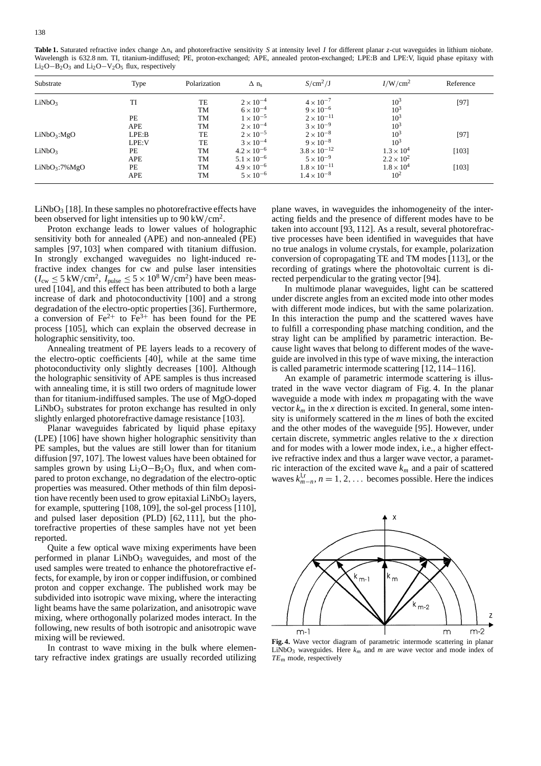**Table 1.** Saturated refractive index change $\Delta n_s$ and photorefractive sensitivity $S$ at intensity level $I$ for different planar $z$-cut waveguides in lithium niobate. Wavelength is 632.8 nm. TI, titanium-indiffused; PE, proton-exchanged; APE, annealed proton-exchanged; LPE:B and LPE:V, liquid phase epitaxy with $Li_2O{-}B_2O_3$ and $Li_2O{-}V_2O_5$ flux, respectively

| Substrate | Type | Polarization | $\Delta$ n$_s$ | $S$/cm$^2$/J | $I$/W/cm$^2$ | Reference |
|---|---|---|---|---|---|---|
| $LiNbO_3$ | TI | TE | $2\times10^{-4}$ | $4\times10^{-7}$ | $10^3$ | [97] |
| | | TM | $6\times10^{-4}$ | $9\times10^{-6}$ | $10^3$ | |
| | PE | TM | $1\times10^{-5}$ | $2\times10^{-11}$ | $10^3$ | |
| | APE | TM | $2\times10^{-4}$ | $3\times10^{-9}$ | $10^3$ | |
| $LiNbO_3$:MgO | LPE:B | TE | $2\times10^{-5}$ | $2\times10^{-8}$ | $10^3$ | [97] |
| | LPE:V | TE | $3\times10^{-4}$ | $9\times10^{-8}$ | $10^3$ | |
| $LiNbO_3$ | PE | TM | $4.2\times10^{-6}$ | $3.8\times10^{-12}$ | $1.3\times10^4$ | [103] |
| | APE | TM | $5.1\times10^{-6}$ | $5\times10^{-9}$ | $2.2\times10^2$ | |
| $LiNbO_3$:7%MgO | PE | TM | $4.9\times10^{-6}$ | $1.8\times10^{-11}$ | $1.8\times10^4$ | [103] |
| | APE | TM | $5\times10^{-6}$ | $1.4\times10^{-8}$ | $10^2$ | |

$LiNbO_3$ [18]. In these samples no photorefractive effects have been observed for light intensities up to 90 kW/cm$^2$.

Proton exchange leads to lower values of holographic sensitivity both for annealed (APE) and non-annealed (PE) samples [97, 103] when compared with titanium diffusion. In strongly exchanged waveguides no light-induced refractive index changes for cw and pulse laser intensities ($I_{cw} \leq 5$ kW/cm$^2$, $I_{pulse} \leq 5\times10^8$ W/cm$^2$) have been measured [104], and this effect has been attributed to both a large increase of dark and photoconductivity [100] and a strong degradation of the electro-optic properties [36]. Furthermore, a conversion of $Fe^{2+}$ to $Fe^{3+}$ has been found for the PE process [105], which can explain the observed decrease in holographic sensitivity, too.

Annealing treatment of PE layers leads to a recovery of the electro-optic coefficients [40], while at the same time photoconductivity only slightly decreases [100]. Although the holographic sensitivity of APE samples is thus increased with annealing time, it is still two orders of magnitude lower than for titanium-indiffused samples. The use of MgO-doped $LiNbO_3$ substrates for proton exchange has resulted in only slightly enlarged photorefractive damage resistance [103].

Planar waveguides fabricated by liquid phase epitaxy (LPE) [106] have shown higher holographic sensitivity than PE samples, but the values are still lower than for titanium diffusion [97, 107]. The lowest values have been obtained for samples grown by using $Li_2O{-}B_2O_3$ flux, and when compared to proton exchange, no degradation of the electro-optic properties was measured. Other methods of thin film deposition have recently been used to grow epitaxial $LiNbO_3$ layers, for example, sputtering [108, 109], the sol-gel process [110], and pulsed laser deposition (PLD) [62, 111], but the photorefractive properties of these samples have not yet been reported.

Quite a few optical wave mixing experiments have been performed in planar $LiNbO_3$ waveguides, and most of the used samples were treated to enhance the photorefractive effects, for example, by iron or copper indiffusion, or combined proton and copper exchange. The published work may be subdivided into isotropic wave mixing, where the interacting light beams have the same polarization, and anisotropic wave mixing, where orthogonally polarized modes interact. In the following, new results of both isotropic and anisotropic wave mixing will be reviewed.

In contrast to wave mixing in the bulk where elementary refractive index gratings are usually recorded utilizing plane waves, in waveguides the inhomogeneity of the interacting fields and the presence of different modes have to be taken into account [93, 112]. As a result, several photorefractive processes have been identified in waveguides that have no true analogs in volume crystals, for example, polarization conversion of copropagating TE and TM modes [113], or the recording of gratings where the photovoltaic current is directed perpendicular to the grating vector [94].

In multimode planar waveguides, light can be scattered under discrete angles from an excited mode into other modes with different mode indices, but with the same polarization. In this interaction the pump and the scattered waves have to fulfill a corresponding phase matching condition, and the stray light can be amplified by parametric interaction. Because light waves that belong to different modes of the waveguide are involved in this type of wave mixing, the interaction is called parametric intermode scattering [12, 114–116].

An example of parametric intermode scattering is illustrated in the wave vector diagram of Fig. 4. In the planar waveguide a mode with index $m$ propagating with the wave vector $k_m$ in the $x$ direction is excited. In general, some intensity is uniformely scattered in the $m$ lines of both the excited and the other modes of the waveguide [95]. However, under certain discrete, symmetric angles relative to the $x$ direction and for modes with a lower mode index, i.e., a higher effective refractive index and thus a larger wave vector, a parametric interaction of the excited wave $k_m$ and a pair of scattered waves $k^{l,r}_{m-n}$, $n = 1, 2, \ldots$ becomes possible. Here the indices

**Fig. 4.** Wave vector diagram of parametric intermode scattering in planar $LiNbO_3$ waveguides. Here $k_m$ and $m$ are wave vector and mode index of $TE_m$ mode, respectively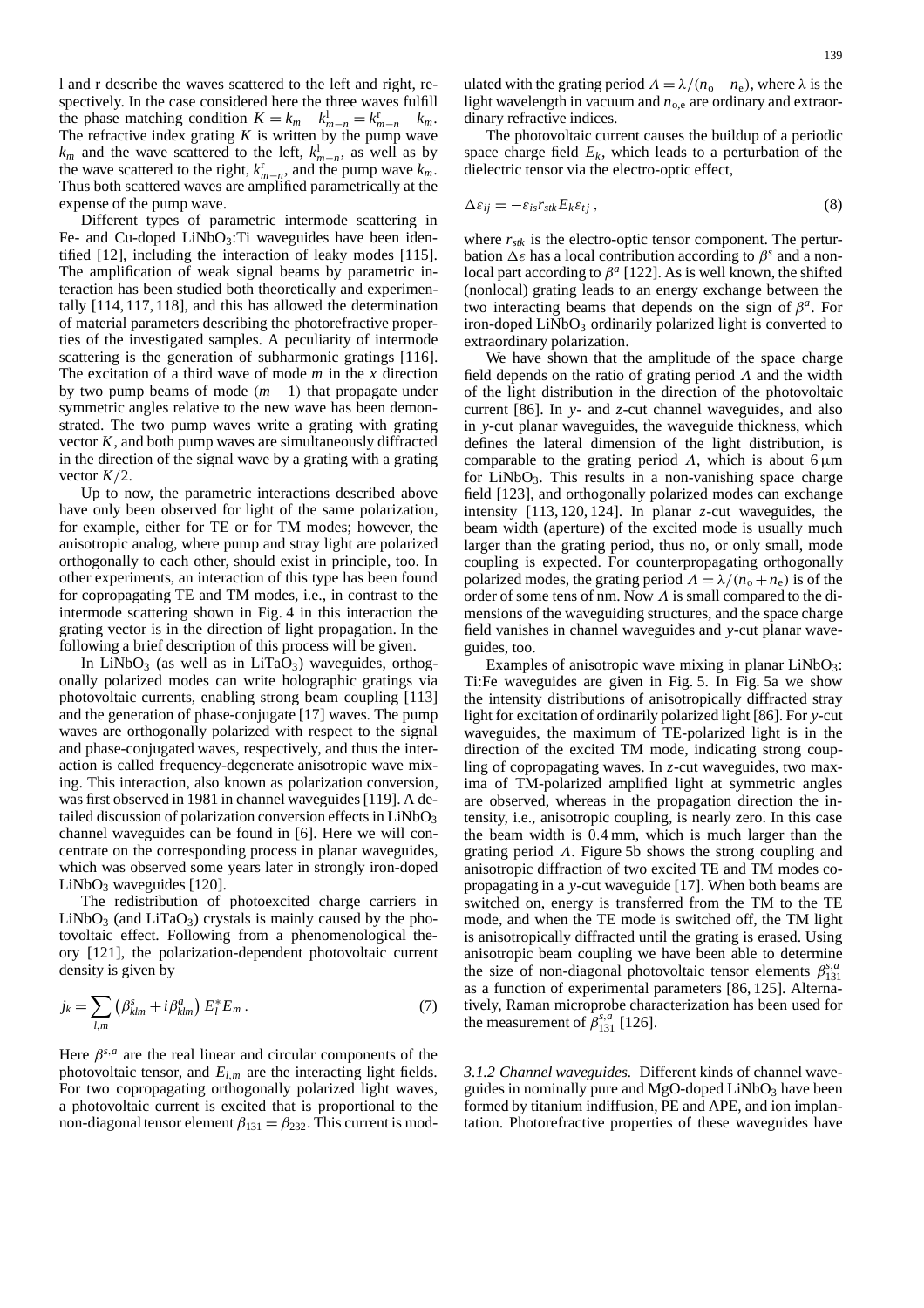l and r describe the waves scattered to the left and right, respectively. In the case considered here the three waves fulfill the phase matching condition $K = k_m - k^{\mathrm{l}}_{m-n} = k^{\mathrm{r}}_{m-n} - k_m$. The refractive index grating $K$ is written by the pump wave $k_m$ and the wave scattered to the left, $k^{\mathrm{l}}_{m-n}$, as well as by the wave scattered to the right, $k^{\mathrm{r}}_{m-n}$, and the pump wave $k_m$. Thus both scattered waves are amplified parametrically at the expense of the pump wave.

Different types of parametric intermode scattering in Fe- and Cu-doped $LiNbO_3$:Ti waveguides have been identified [12], including the interaction of leaky modes [115]. The amplification of weak signal beams by parametric interaction has been studied both theoretically and experimentally [114, 117, 118], and this has allowed the determination of material parameters describing the photorefractive properties of the investigated samples. A peculiarity of intermode scattering is the generation of subharmonic gratings [116]. The excitation of a third wave of mode $m$ in the $x$ direction by two pump beams of mode $(m-1)$ that propagate under symmetric angles relative to the new wave has been demonstrated. The two pump waves write a grating with grating vector $K$, and both pump waves are simultaneously diffracted in the direction of the signal wave by a grating with a grating vector $K/2$.

Up to now, the parametric interactions described above have only been observed for light of the same polarization, for example, either for TE or for TM modes; however, the anisotropic analog, where pump and stray light are polarized orthogonally to each other, should exist in principle, too. In other experiments, an interaction of this type has been found for copropagating TE and TM modes, i.e., in contrast to the intermode scattering shown in Fig. 4 in this interaction the grating vector is in the direction of light propagation. In the following a brief description of this process will be given.

In $LiNbO_3$ (as well as in $LiTaO_3$) waveguides, orthogonally polarized modes can write holographic gratings via photovoltaic currents, enabling strong beam coupling [113] and the generation of phase-conjugate [17] waves. The pump waves are orthogonally polarized with respect to the signal and phase-conjugated waves, respectively, and thus the interaction is called frequency-degenerate anisotropic wave mixing. This interaction, also known as polarization conversion, was first observed in 1981 in channel waveguides [119]. A detailed discussion of polarization conversion effects in $LiNbO_3$ channel waveguides can be found in [6]. Here we will concentrate on the corresponding process in planar waveguides, which was observed some years later in strongly iron-doped $LiNbO_3$ waveguides [120].

The redistribution of photoexcited charge carriers in $LiNbO_3$ (and $LiTaO_3$) crystals is mainly caused by the photovoltaic effect. Following from a phenomenological theory [121], the polarization-dependent photovoltaic current density is given by

$$j_k = \sum_{l,m} \left(\beta^{s}_{klm} + i\beta^{a}_{klm}\right) E^{*}_{l} E_m \, . \tag{7}$$

Here $\beta^{s,a}$ are the real linear and circular components of the photovoltaic tensor, and $E_{l,m}$ are the interacting light fields. For two copropagating orthogonally polarized light waves, a photovoltaic current is excited that is proportional to the non-diagonal tensor element $\beta_{131} = \beta_{232}$. This current is modulated with the grating period $\Lambda = \lambda/(n_{\mathrm{o}} - n_{\mathrm{e}})$, where $\lambda$ is the light wavelength in vacuum and $n_{\mathrm{o,e}}$ are ordinary and extraordinary refractive indices.

The photovoltaic current causes the buildup of a periodic space charge field $E_k$, which leads to a perturbation of the dielectric tensor via the electro-optic effect,

$$\Delta\varepsilon_{ij} = -\varepsilon_{is} r_{stk} E_k \varepsilon_{tj} \, , \tag{8}$$

where $r_{stk}$ is the electro-optic tensor component. The perturbation $\Delta\varepsilon$ has a local contribution according to $\beta^{s}$ and a nonlocal part according to $\beta^{a}$ [122]. As is well known, the shifted (nonlocal) grating leads to an energy exchange between the two interacting beams that depends on the sign of $\beta^{a}$. For iron-doped $LiNbO_3$ ordinarily polarized light is converted to extraordinary polarization.

We have shown that the amplitude of the space charge field depends on the ratio of grating period $\Lambda$ and the width of the light distribution in the direction of the photovoltaic current [86]. In $y$- and $z$-cut channel waveguides, and also in $y$-cut planar waveguides, the waveguide thickness, which defines the lateral dimension of the light distribution, is comparable to the grating period $\Lambda$, which is about $6\,\mu$m for $LiNbO_3$. This results in a non-vanishing space charge field [123], and orthogonally polarized modes can exchange intensity [113, 120, 124]. In planar $z$-cut waveguides, the beam width (aperture) of the excited mode is usually much larger than the grating period, thus no, or only small, mode coupling is expected. For counterpropagating orthogonally polarized modes, the grating period $\Lambda = \lambda/(n_{\mathrm{o}} + n_{\mathrm{e}})$ is of the order of some tens of nm. Now $\Lambda$ is small compared to the dimensions of the waveguiding structures, and the space charge field vanishes in channel waveguides and $y$-cut planar waveguides, too.

Examples of anisotropic wave mixing in planar $LiNbO_3$:Ti:Fe waveguides are given in Fig. 5. In Fig. 5a we show the intensity distributions of anisotropically diffracted stray light for excitation of ordinarily polarized light [86]. For $y$-cut waveguides, the maximum of TE-polarized light is in the direction of the excited TM mode, indicating strong coupling of copropagating waves. In $z$-cut waveguides, two maxima of TM-polarized amplified light at symmetric angles are observed, whereas in the propagation direction the intensity, i.e., anisotropic coupling, is nearly zero. In this case the beam width is 0.4 mm, which is much larger than the grating period $\Lambda$. Figure 5b shows the strong coupling and anisotropic diffraction of two excited TE and TM modes copropagating in a $y$-cut waveguide [17]. When both beams are switched on, energy is transferred from the TM to the TE mode, and when the TE mode is switched off, the TM light is anisotropically diffracted until the grating is erased. Using anisotropic beam coupling we have been able to determine the size of non-diagonal photovoltaic tensor elements $\beta^{s,a}_{131}$ as a function of experimental parameters [86, 125]. Alternatively, Raman microprobe characterization has been used for the measurement of $\beta^{s,a}_{131}$ [126].

*3.1.2 Channel waveguides.* Different kinds of channel waveguides in nominally pure and MgO-doped $LiNbO_3$ have been formed by titanium indiffusion, PE and APE, and ion implantation. Photorefractive properties of these waveguides have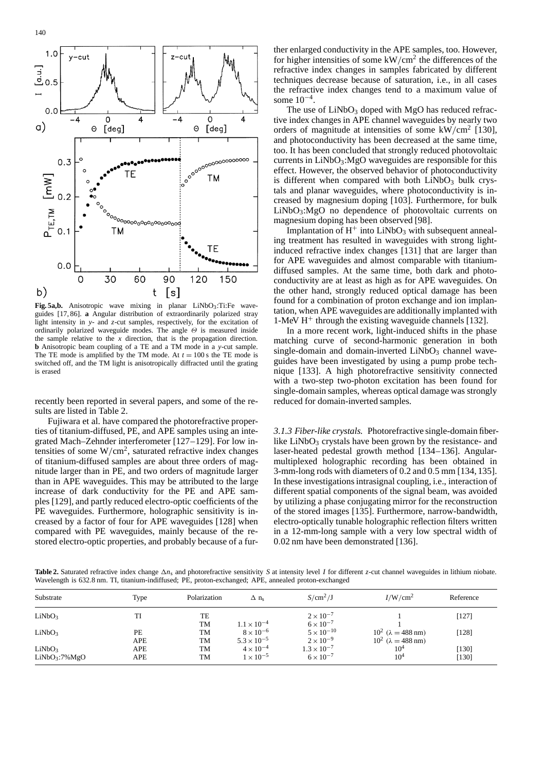**Fig. 5a,b.** Anisotropic wave mixing in planar $LiNbO_3$:Ti:Fe waveguides [17, 86]. **a** Angular distribution of extraordinarily polarized stray light intensity in *y*- and *z*-cut samples, respectively, for the excitation of ordinarily polarized waveguide modes. The angle $\Theta$ is measured inside the sample relative to the *x* direction, that is the propagation direction. **b** Anisotropic beam coupling of a TE and a TM mode in a *y*-cut sample. The TE mode is amplified by the TM mode. At $t = 100$ s the TE mode is switched off, and the TM light is anisotropically diffracted until the grating is erased

recently been reported in several papers, and some of the results are listed in Table 2.

Fujiwara et al. have compared the photorefractive properties of titanium-diffused, PE, and APE samples using an integrated Mach–Zehnder interferometer [127–129]. For low intensities of some $W/cm^2$, saturated refractive index changes of titanium-diffused samples are about three orders of magnitude larger than in PE, and two orders of magnitude larger than in APE waveguides. This may be attributed to the large increase of dark conductivity for the PE and APE samples [129], and partly reduced electro-optic coefficients of the PE waveguides. Furthermore, holographic sensitivity is increased by a factor of four for APE waveguides [128] when compared with PE waveguides, mainly because of the restored electro-optic properties, and probably because of a further enlarged conductivity in the APE samples, too. However, for higher intensities of some $kW/cm^2$ the differences of the refractive index changes in samples fabricated by different techniques decrease because of saturation, i.e., in all cases the refractive index changes tend to a maximum value of some $10^{-4}$.

The use of $LiNbO_3$ doped with MgO has reduced refractive index changes in APE channel waveguides by nearly two orders of magnitude at intensities of some $kW/cm^2$ [130], and photoconductivity has been decreased at the same time, too. It has been concluded that strongly reduced photovoltaic currents in $LiNbO_3$:MgO waveguides are responsible for this effect. However, the observed behavior of photoconductivity is different when compared with both $LiNbO_3$ bulk crystals and planar waveguides, where photoconductivity is increased by magnesium doping [103]. Furthermore, for bulk $LiNbO_3$:MgO no dependence of photovoltaic currents on magnesium doping has been observed [98].

Implantation of $H^+$ into $LiNbO_3$ with subsequent annealing treatment has resulted in waveguides with strong light-induced refractive index changes [131] that are larger than for APE waveguides and almost comparable with titanium-diffused samples. At the same time, both dark and photoconductivity are at least as high as for APE waveguides. On the other hand, strongly reduced optical damage has been found for a combination of proton exchange and ion implantation, when APE waveguides are additionally implanted with 1-MeV $H^+$ through the existing waveguide channels [132].

In a more recent work, light-induced shifts in the phase matching curve of second-harmonic generation in both single-domain and domain-inverted $LiNbO_3$ channel waveguides have been investigated by using a pump probe technique [133]. A high photorefractive sensitivity connected with a two-step two-photon excitation has been found for single-domain samples, whereas optical damage was strongly reduced for domain-inverted samples.

*3.1.3 Fiber-like crystals.* Photorefractive single-domain fiber-like $LiNbO_3$ crystals have been grown by the resistance- and laser-heated pedestal growth method [134–136]. Angular-multiplexed holographic recording has been obtained in 3-mm-long rods with diameters of 0.2 and 0.5 mm [134, 135]. In these investigations intrasignal coupling, i.e., interaction of different spatial components of the signal beam, was avoided by utilizing a phase conjugating mirror for the reconstruction of the stored images [135]. Furthermore, narrow-bandwidth, electro-optically tunable holographic reflection filters written in a 12-mm-long sample with a very low spectral width of 0.02 nm have been demonstrated [136].

**Table 2.** Saturated refractive index change $\Delta n_s$ and photorefractive sensitivity $S$ at intensity level $I$ for different *z*-cut channel waveguides in lithium niobate. Wavelength is 632.8 nm. TI, titanium-indiffused; PE, proton-exchanged; APE, annealed proton-exchanged

| Substrate | Type | Polarization | $\Delta n_s$ | $S/cm^2/J$ | $I/W/cm^2$ | Reference |
|---|---|---|---|---|---|---|
| $LiNbO_3$ | TI | TE | | $2 \times 10^{-7}$ | 1 | [127] |
| | | TM | $1.1 \times 10^{-4}$ | $6 \times 10^{-7}$ | 1 | |
| $LiNbO_3$ | PE | TM | $8 \times 10^{-6}$ | $5 \times 10^{-10}$ | $10^2$ ($\lambda = 488$ nm) | [128] |
| | APE | TM | $5.3 \times 10^{-5}$ | $2 \times 10^{-9}$ | $10^2$ ($\lambda = 488$ nm) | |
| $LiNbO_3$ | APE | TM | $4 \times 10^{-4}$ | $1.3 \times 10^{-7}$ | $10^4$ | [130] |
| $LiNbO_3$:7%MgO | APE | TM | $1 \times 10^{-5}$ | $6 \times 10^{-7}$ | $10^4$ | [130] |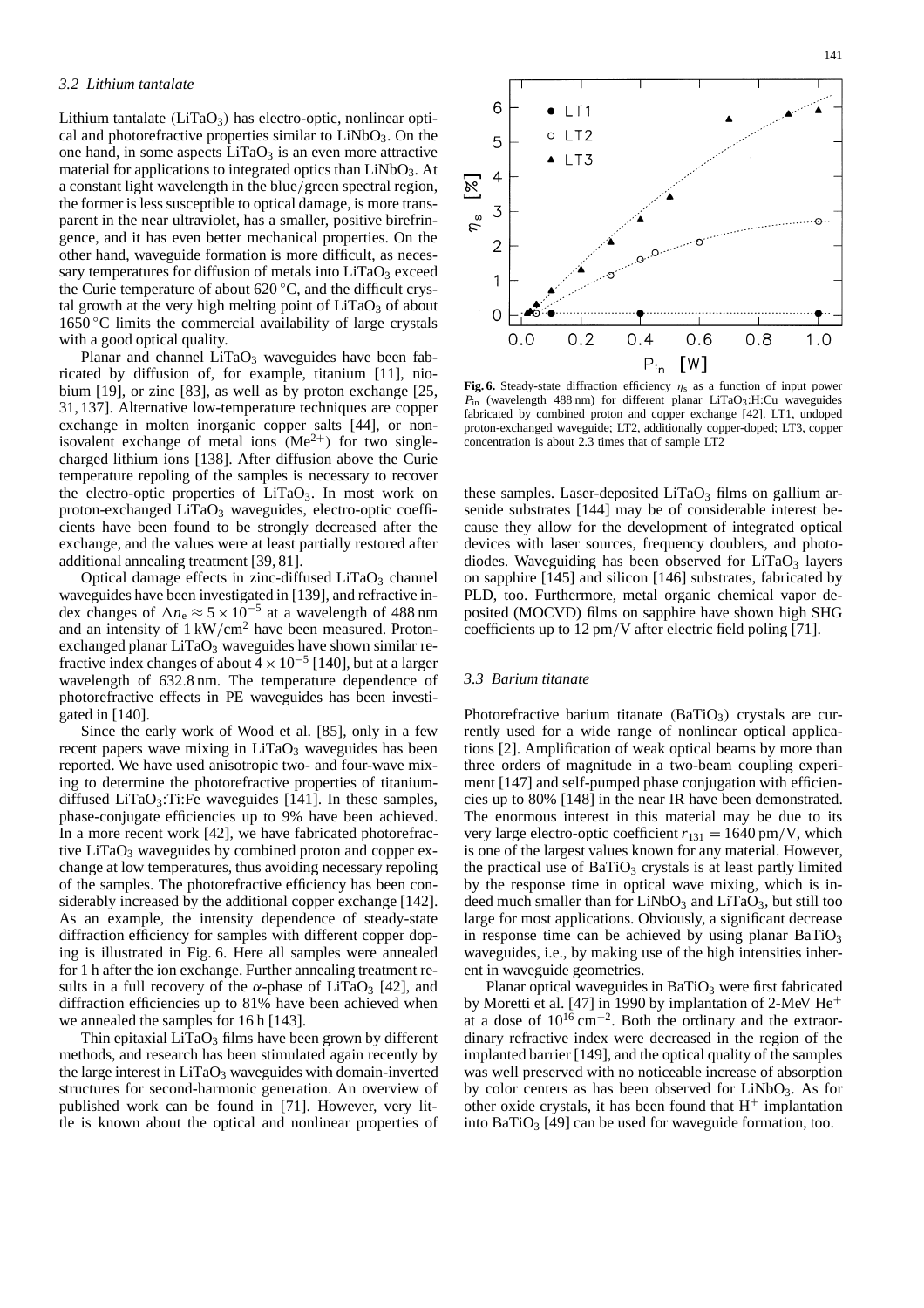### 3.2 Lithium tantalate

Lithium tantalate ($LiTaO_3$) has electro-optic, nonlinear optical and photorefractive properties similar to $LiNbO_3$. On the one hand, in some aspects $LiTaO_3$ is an even more attractive material for applications to integrated optics than $LiNbO_3$. At a constant light wavelength in the blue/green spectral region, the former is less susceptible to optical damage, is more transparent in the near ultraviolet, has a smaller, positive birefringence, and it has even better mechanical properties. On the other hand, waveguide formation is more difficult, as necessary temperatures for diffusion of metals into $LiTaO_3$ exceed the Curie temperature of about 620 °C, and the difficult crystal growth at the very high melting point of $LiTaO_3$ of about 1650 °C limits the commercial availability of large crystals with a good optical quality.

Planar and channel $LiTaO_3$ waveguides have been fabricated by diffusion of, for example, titanium [11], niobium [19], or zinc [83], as well as by proton exchange [25, 31, 137]. Alternative low-temperature techniques are copper exchange in molten inorganic copper salts [44], or non-isovalent exchange of metal ions ($Me^{2+}$) for two single-charged lithium ions [138]. After diffusion above the Curie temperature repoling of the samples is necessary to recover the electro-optic properties of $LiTaO_3$. In most work on proton-exchanged $LiTaO_3$ waveguides, electro-optic coefficients have been found to be strongly decreased after the exchange, and the values were at least partially restored after additional annealing treatment [39, 81].

Optical damage effects in zinc-diffused $LiTaO_3$ channel waveguides have been investigated in [139], and refractive index changes of $\Delta n_e \approx 5 \times 10^{-5}$ at a wavelength of 488 nm and an intensity of $1\,kW/cm^2$ have been measured. Proton-exchanged planar $LiTaO_3$ waveguides have shown similar refractive index changes of about $4 \times 10^{-5}$ [140], but at a larger wavelength of 632.8 nm. The temperature dependence of photorefractive effects in PE waveguides has been investigated in [140].

Since the early work of Wood et al. [85], only in a few recent papers wave mixing in $LiTaO_3$ waveguides has been reported. We have used anisotropic two- and four-wave mixing to determine the photorefractive properties of titanium-diffused $LiTaO_3$:Ti:Fe waveguides [141]. In these samples, phase-conjugate efficiencies up to 9% have been achieved. In a more recent work [42], we have fabricated photorefractive $LiTaO_3$ waveguides by combined proton and copper exchange at low temperatures, thus avoiding necessary repoling of the samples. The photorefractive efficiency has been considerably increased by the additional copper exchange [142]. As an example, the intensity dependence of steady-state diffraction efficiency for samples with different copper doping is illustrated in Fig. 6. Here all samples were annealed for 1 h after the ion exchange. Further annealing treatment results in a full recovery of the $\alpha$-phase of $LiTaO_3$ [42], and diffraction efficiencies up to 81% have been achieved when we annealed the samples for 16 h [143].

Thin epitaxial $LiTaO_3$ films have been grown by different methods, and research has been stimulated again recently by the large interest in $LiTaO_3$ waveguides with domain-inverted structures for second-harmonic generation. An overview of published work can be found in [71]. However, very little is known about the optical and nonlinear properties of these samples. Laser-deposited $LiTaO_3$ films on gallium arsenide substrates [144] may be of considerable interest because they allow for the development of integrated optical devices with laser sources, frequency doublers, and photodiodes. Waveguiding has been observed for $LiTaO_3$ layers on sapphire [145] and silicon [146] substrates, fabricated by PLD, too. Furthermore, metal organic chemical vapor deposited (MOCVD) films on sapphire have shown high SHG coefficients up to 12 pm/V after electric field poling [71].

**Fig. 6.** Steady-state diffraction efficiency $\eta_s$ as a function of input power $P_{in}$ (wavelength 488 nm) for different planar $LiTaO_3$:H:Cu waveguides fabricated by combined proton and copper exchange [42]. LT1, undoped proton-exchanged waveguide; LT2, additionally copper-doped; LT3, copper concentration is about 2.3 times that of sample LT2

### 3.3 Barium titanate

Photorefractive barium titanate ($BaTiO_3$) crystals are currently used for a wide range of nonlinear optical applications [2]. Amplification of weak optical beams by more than three orders of magnitude in a two-beam coupling experiment [147] and self-pumped phase conjugation with efficiencies up to 80% [148] in the near IR have been demonstrated. The enormous interest in this material may be due to its very large electro-optic coefficient $r_{131} = 1640$ pm/V, which is one of the largest values known for any material. However, the practical use of $BaTiO_3$ crystals is at least partly limited by the response time in optical wave mixing, which is indeed much smaller than for $LiNbO_3$ and $LiTaO_3$, but still too large for most applications. Obviously, a significant decrease in response time can be achieved by using planar $BaTiO_3$ waveguides, i.e., by making use of the high intensities inherent in waveguide geometries.

Planar optical waveguides in $BaTiO_3$ were first fabricated by Moretti et al. [47] in 1990 by implantation of 2-MeV $He^+$ at a dose of $10^{16}\,cm^{-2}$. Both the ordinary and the extraordinary refractive index were decreased in the region of the implanted barrier [149], and the optical quality of the samples was well preserved with no noticeable increase of absorption by color centers as has been observed for $LiNbO_3$. As for other oxide crystals, it has been found that $H^+$ implantation into $BaTiO_3$ [49] can be used for waveguide formation, too.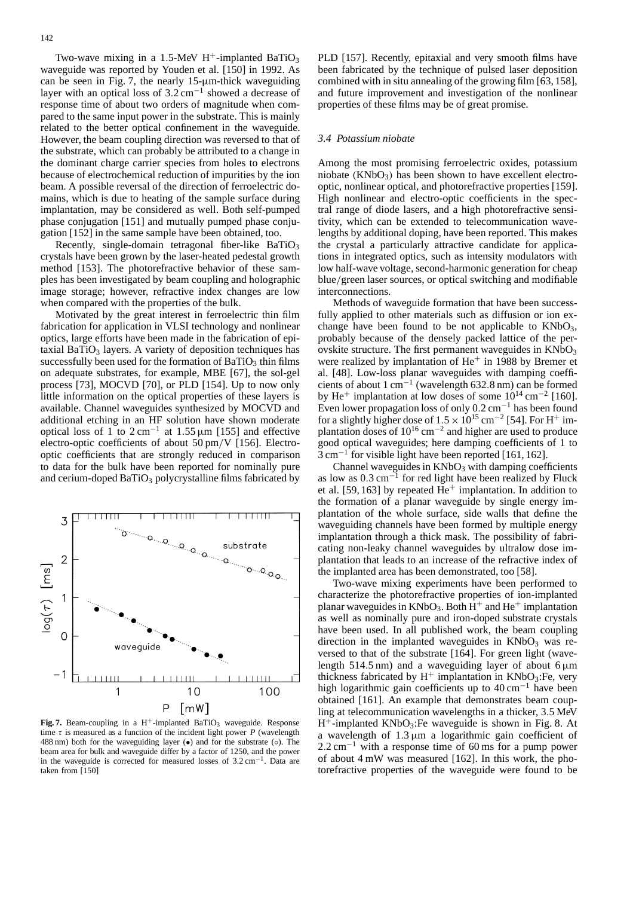Two-wave mixing in a 1.5-MeV $H^+$-implanted $BaTiO_3$ waveguide was reported by Youden et al. [150] in 1992. As can be seen in Fig. 7, the nearly 15-μm-thick waveguiding layer with an optical loss of $3.2\,cm^{-1}$ showed a decrease of response time of about two orders of magnitude when compared to the same input power in the substrate. This is mainly related to the better optical confinement in the waveguide. However, the beam coupling direction was reversed to that of the substrate, which can probably be attributed to a change in the dominant charge carrier species from holes to electrons because of electrochemical reduction of impurities by the ion beam. A possible reversal of the direction of ferroelectric domains, which is due to heating of the sample surface during implantation, may be considered as well. Both self-pumped phase conjugation [151] and mutually pumped phase conjugation [152] in the same sample have been obtained, too.

Recently, single-domain tetragonal fiber-like $BaTiO_3$ crystals have been grown by the laser-heated pedestal growth method [153]. The photorefractive behavior of these samples has been investigated by beam coupling and holographic image storage; however, refractive index changes are low when compared with the properties of the bulk.

Motivated by the great interest in ferroelectric thin film fabrication for application in VLSI technology and nonlinear optics, large efforts have been made in the fabrication of epitaxial $BaTiO_3$ layers. A variety of deposition techniques has successfully been used for the formation of $BaTiO_3$ thin films on adequate substrates, for example, MBE [67], the sol-gel process [73], MOCVD [70], or PLD [154]. Up to now only little information on the optical properties of these layers is available. Channel waveguides synthesized by MOCVD and additional etching in an HF solution have shown moderate optical loss of 1 to $2\,cm^{-1}$ at $1.55\,\mu m$ [155] and effective electro-optic coefficients of about 50 pm/V [156]. Electro-optic coefficients that are strongly reduced in comparison to data for the bulk have been reported for nominally pure and cerium-doped $BaTiO_3$ polycrystalline films fabricated by

**Fig. 7.** Beam-coupling in a $H^+$-implanted $BaTiO_3$ waveguide. Response time $\tau$ is measured as a function of the incident light power $P$ (wavelength 488 nm) both for the waveguiding layer (•) and for the substrate (○). The beam area for bulk and waveguide differ by a factor of 1250, and the power in the waveguide is corrected for measured losses of $3.2\,cm^{-1}$. Data are taken from [150]

PLD [157]. Recently, epitaxial and very smooth films have been fabricated by the technique of pulsed laser deposition combined with in situ annealing of the growing film [63, 158], and future improvement and investigation of the nonlinear properties of these films may be of great promise.

### *3.4 Potassium niobate*

Among the most promising ferroelectric oxides, potassium niobate ($KNbO_3$) has been shown to have excellent electro-optic, nonlinear optical, and photorefractive properties [159]. High nonlinear and electro-optic coefficients in the spectral range of diode lasers, and a high photorefractive sensitivity, which can be extended to telecommunication wavelengths by additional doping, have been reported. This makes the crystal a particularly attractive candidate for applications in integrated optics, such as intensity modulators with low half-wave voltage, second-harmonic generation for cheap blue/green laser sources, or optical switching and modifiable interconnections.

Methods of waveguide formation that have been successfully applied to other materials such as diffusion or ion exchange have been found to be not applicable to $KNbO_3$, probably because of the densely packed lattice of the perovskite structure. The first permanent waveguides in $KNbO_3$ were realized by implantation of $He^+$ in 1988 by Bremer et al. [48]. Low-loss planar waveguides with damping coefficients of about $1\,cm^{-1}$ (wavelength 632.8 nm) can be formed by $He^+$ implantation at low doses of some $10^{14}\,cm^{-2}$ [160]. Even lower propagation loss of only $0.2\,cm^{-1}$ has been found for a slightly higher dose of $1.5\times10^{15}\,cm^{-2}$ [54]. For $H^+$ implantation doses of $10^{16}\,cm^{-2}$ and higher are used to produce good optical waveguides; here damping coefficients of 1 to $3\,cm^{-1}$ for visible light have been reported [161, 162].

Channel waveguides in $KNbO_3$ with damping coefficients as low as $0.3\,cm^{-1}$ for red light have been realized by Fluck et al. [59, 163] by repeated $He^+$ implantation. In addition to the formation of a planar waveguide by single energy implantation of the whole surface, side walls that define the waveguiding channels have been formed by multiple energy implantation through a thick mask. The possibility of fabricating non-leaky channel waveguides by ultralow dose implantation that leads to an increase of the refractive index of the implanted area has been demonstrated, too [58].

Two-wave mixing experiments have been performed to characterize the photorefractive properties of ion-implanted planar waveguides in $KNbO_3$. Both $H^+$ and $He^+$ implantation as well as nominally pure and iron-doped substrate crystals have been used. In all published work, the beam coupling direction in the implanted waveguides in $KNbO_3$ was reversed to that of the substrate [164]. For green light (wavelength 514.5 nm) and a waveguiding layer of about 6 μm thickness fabricated by $H^+$ implantation in $KNbO_3$:Fe, very high logarithmic gain coefficients up to $40\,cm^{-1}$ have been obtained [161]. An example that demonstrates beam coupling at telecommunication wavelengths in a thicker, 3.5 MeV $H^+$-implanted $KNbO_3$:Fe waveguide is shown in Fig. 8. At a wavelength of 1.3 μm a logarithmic gain coefficient of $2.2\,cm^{-1}$ with a response time of 60 ms for a pump power of about 4 mW was measured [162]. In this work, the photorefractive properties of the waveguide were found to be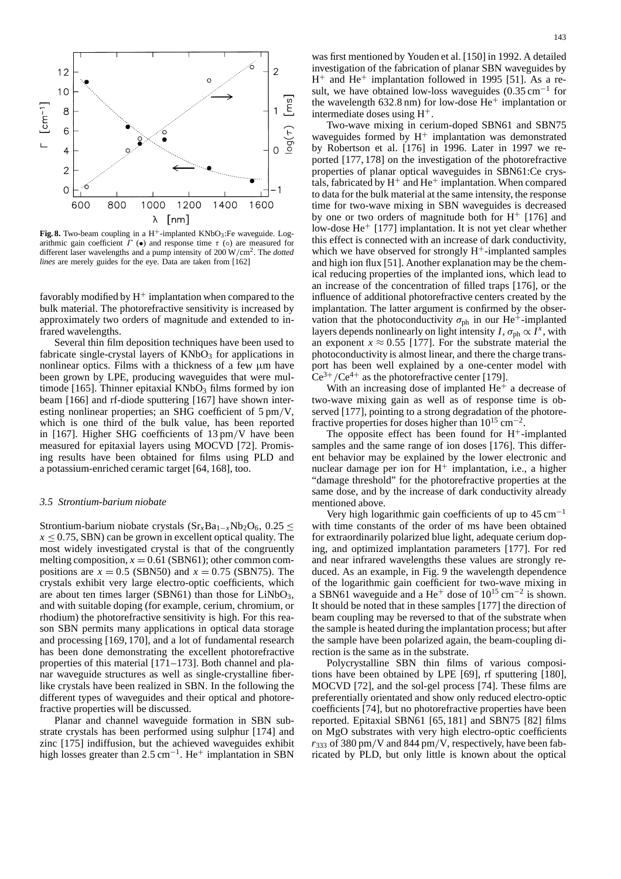**Fig. 8.** Two-beam coupling in a $H^+$-implanted $KNbO_3$:Fe waveguide. Logarithmic gain coefficient $\Gamma$ (•) and response time $\tau$ (○) are measured for different laser wavelengths and a pump intensity of $200\,W/cm^2$. The *dotted lines* are merely guides for the eye. Data are taken from [162]

favorably modified by $H^+$ implantation when compared to the bulk material. The photorefractive sensitivity is increased by approximately two orders of magnitude and extended to infrared wavelengths.

Several thin film deposition techniques have been used to fabricate single-crystal layers of $KNbO_3$ for applications in nonlinear optics. Films with a thickness of a few μm have been grown by LPE, producing waveguides that were multimode [165]. Thinner epitaxial $KNbO_3$ films formed by ion beam [166] and rf-diode sputtering [167] have shown interesting nonlinear properties; an SHG coefficient of 5 pm/V, which is one third of the bulk value, has been reported in [167]. Higher SHG coefficients of 13 pm/V have been measured for epitaxial layers using MOCVD [72]. Promising results have been obtained for films using PLD and a potassium-enriched ceramic target [64, 168], too.

### 3.5 *Strontium-barium niobate*

Strontium-barium niobate crystals ($Sr_xBa_{1-x}Nb_2O_6$, $0.25 \le x \le 0.75$, SBN) can be grown in excellent optical quality. The most widely investigated crystal is that of the congruently melting composition, $x = 0.61$ (SBN61); other common compositions are $x = 0.5$ (SBN50) and $x = 0.75$ (SBN75). The crystals exhibit very large electro-optic coefficients, which are about ten times larger (SBN61) than those for $LiNbO_3$, and with suitable doping (for example, cerium, chromium, or rhodium) the photorefractive sensitivity is high. For this reason SBN permits many applications in optical data storage and processing [169, 170], and a lot of fundamental research has been done demonstrating the excellent photorefractive properties of this material [171–173]. Both channel and planar waveguide structures as well as single-crystalline fiber-like crystals have been realized in SBN. In the following the different types of waveguides and their optical and photorefractive properties will be discussed.

Planar and channel waveguide formation in SBN substrate crystals has been performed using sulphur [174] and zinc [175] indiffusion, but the achieved waveguides exhibit high losses greater than $2.5\,cm^{-1}$. $He^+$ implantation in SBN was first mentioned by Youden et al. [150] in 1992. A detailed investigation of the fabrication of planar SBN waveguides by $H^+$ and $He^+$ implantation followed in 1995 [51]. As a result, we have obtained low-loss waveguides ($0.35\,cm^{-1}$ for the wavelength 632.8 nm) for low-dose $He^+$ implantation or intermediate doses using $H^+$.

Two-wave mixing in cerium-doped SBN61 and SBN75 waveguides formed by $H^+$ implantation was demonstrated by Robertson et al. [176] in 1996. Later in 1997 we reported [177, 178] on the investigation of the photorefractive properties of planar optical waveguides in SBN61:Ce crystals, fabricated by $H^+$ and $He^+$ implantation. When compared to data for the bulk material at the same intensity, the response time for two-wave mixing in SBN waveguides is decreased by one or two orders of magnitude both for $H^+$ [176] and low-dose $He^+$ [177] implantation. It is not yet clear whether this effect is connected with an increase of dark conductivity, which we have observed for strongly $H^+$-implanted samples and high ion flux [51]. Another explanation may be the chemical reducing properties of the implanted ions, which lead to an increase of the concentration of filled traps [176], or the influence of additional photorefractive centers created by the implantation. The latter argument is confirmed by the observation that the photoconductivity $\sigma_{ph}$ in our $He^+$-implanted layers depends nonlinearly on light intensity $I$, $\sigma_{ph} \propto I^x$, with an exponent $x \approx 0.55$ [177]. For the substrate material the photoconductivity is almost linear, and there the charge transport has been well explained by a one-center model with $Ce^{3+}/Ce^{4+}$ as the photorefractive center [179].

With an increasing dose of implanted $He^+$ a decrease of two-wave mixing gain as well as of response time is observed [177], pointing to a strong degradation of the photorefractive properties for doses higher than $10^{15}\,cm^{-2}$.

The opposite effect has been found for $H^+$-implanted samples and the same range of ion doses [176]. This different behavior may be explained by the lower electronic and nuclear damage per ion for $H^+$ implantation, i.e., a higher "damage threshold" for the photorefractive properties at the same dose, and by the increase of dark conductivity already mentioned above.

Very high logarithmic gain coefficients of up to $45\,cm^{-1}$ with time constants of the order of ms have been obtained for extraordinarily polarized blue light, adequate cerium doping, and optimized implantation parameters [177]. For red and near infrared wavelengths these values are strongly reduced. As an example, in Fig. 9 the wavelength dependence of the logarithmic gain coefficient for two-wave mixing in a SBN61 waveguide and a $He^+$ dose of $10^{15}\,cm^{-2}$ is shown. It should be noted that in these samples [177] the direction of beam coupling may be reversed to that of the substrate when the sample is heated during the implantation process; but after the sample have been polarized again, the beam-coupling direction is the same as in the substrate.

Polycrystalline SBN thin films of various compositions have been obtained by LPE [69], rf sputtering [180], MOCVD [72], and the sol-gel process [74]. These films are preferentially orientated and show only reduced electro-optic coefficients [74], but no photorefractive properties have been reported. Epitaxial SBN61 [65, 181] and SBN75 [82] films on MgO substrates with very high electro-optic coefficients $r_{333}$ of 380 pm/V and 844 pm/V, respectively, have been fabricated by PLD, but only little is known about the optical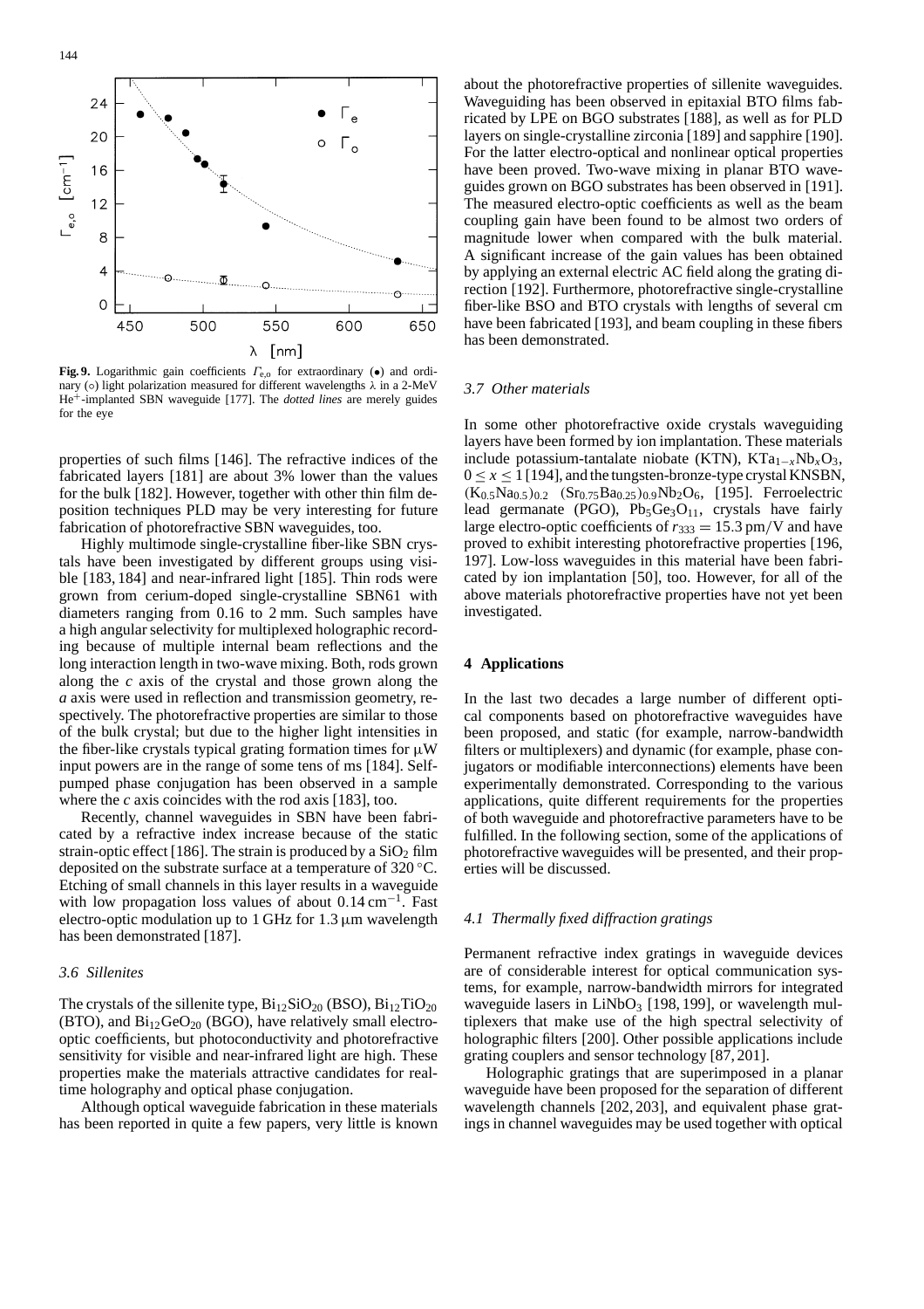**Fig. 9.** Logarithmic gain coefficients $\Gamma_{e,o}$ for extraordinary (•) and ordinary (○) light polarization measured for different wavelengths $\lambda$ in a 2-MeV $He^+$-implanted SBN waveguide [177]. The *dotted lines* are merely guides for the eye

properties of such films [146]. The refractive indices of the fabricated layers [181] are about 3% lower than the values for the bulk [182]. However, together with other thin film deposition techniques PLD may be very interesting for future fabrication of photorefractive SBN waveguides, too.

Highly multimode single-crystalline fiber-like SBN crystals have been investigated by different groups using visible [183, 184] and near-infrared light [185]. Thin rods were grown from cerium-doped single-crystalline SBN61 with diameters ranging from 0.16 to 2 mm. Such samples have a high angular selectivity for multiplexed holographic recording because of multiple internal beam reflections and the long interaction length in two-wave mixing. Both, rods grown along the *c* axis of the crystal and those grown along the *a* axis were used in reflection and transmission geometry, respectively. The photorefractive properties are similar to those of the bulk crystal; but due to the higher light intensities in the fiber-like crystals typical grating formation times for μW input powers are in the range of some tens of ms [184]. Self-pumped phase conjugation has been observed in a sample where the *c* axis coincides with the rod axis [183], too.

Recently, channel waveguides in SBN have been fabricated by a refractive index increase because of the static strain-optic effect [186]. The strain is produced by a $SiO_2$ film deposited on the substrate surface at a temperature of 320 °C. Etching of small channels in this layer results in a waveguide with low propagation loss values of about $0.14\,\mathrm{cm}^{-1}$. Fast electro-optic modulation up to 1 GHz for 1.3 μm wavelength has been demonstrated [187].

### 3.6 Sillenites

The crystals of the sillenite type, $Bi_{12}SiO_{20}$ (BSO), $Bi_{12}TiO_{20}$ (BTO), and $Bi_{12}GeO_{20}$ (BGO), have relatively small electro-optic coefficients, but photoconductivity and photorefractive sensitivity for visible and near-infrared light are high. These properties make the materials attractive candidates for real-time holography and optical phase conjugation.

Although optical waveguide fabrication in these materials has been reported in quite a few papers, very little is known about the photorefractive properties of sillenite waveguides. Waveguiding has been observed in epitaxial BTO films fabricated by LPE on BGO substrates [188], as well as for PLD layers on single-crystalline zirconia [189] and sapphire [190]. For the latter electro-optical and nonlinear optical properties have been proved. Two-wave mixing in planar BTO waveguides grown on BGO substrates has been observed in [191]. The measured electro-optic coefficients as well as the beam coupling gain have been found to be almost two orders of magnitude lower when compared with the bulk material. A significant increase of the gain values has been obtained by applying an external electric AC field along the grating direction [192]. Furthermore, photorefractive single-crystalline fiber-like BSO and BTO crystals with lengths of several cm have been fabricated [193], and beam coupling in these fibers has been demonstrated.

### 3.7 Other materials

In some other photorefractive oxide crystals waveguiding layers have been formed by ion implantation. These materials include potassium-tantalate niobate (KTN), $KTa_{1-x}Nb_xO_3$, $0 \le x \le 1$ [194], and the tungsten-bronze-type crystal KNSBN, $(K_{0.5}Na_{0.5})_{0.2}$ $(Sr_{0.75}Ba_{0.25})_{0.9}Nb_2O_6$, [195]. Ferroelectric lead germanate (PGO), $Pb_5Ge_3O_{11}$, crystals have fairly large electro-optic coefficients of $r_{333} = 15.3\,\mathrm{pm/V}$ and have proved to exhibit interesting photorefractive properties [196, 197]. Low-loss waveguides in this material have been fabricated by ion implantation [50], too. However, for all of the above materials photorefractive properties have not yet been investigated.

## 4 Applications

In the last two decades a large number of different optical components based on photorefractive waveguides have been proposed, and static (for example, narrow-bandwidth filters or multiplexers) and dynamic (for example, phase conjugators or modifiable interconnections) elements have been experimentally demonstrated. Corresponding to the various applications, quite different requirements for the properties of both waveguide and photorefractive parameters have to be fulfilled. In the following section, some of the applications of photorefractive waveguides will be presented, and their properties will be discussed.

### 4.1 Thermally fixed diffraction gratings

Permanent refractive index gratings in waveguide devices are of considerable interest for optical communication systems, for example, narrow-bandwidth mirrors for integrated waveguide lasers in $LiNbO_3$ [198, 199], or wavelength multiplexers that make use of the high spectral selectivity of holographic filters [200]. Other possible applications include grating couplers and sensor technology [87, 201].

Holographic gratings that are superimposed in a planar waveguide have been proposed for the separation of different wavelength channels [202, 203], and equivalent phase gratings in channel waveguides may be used together with optical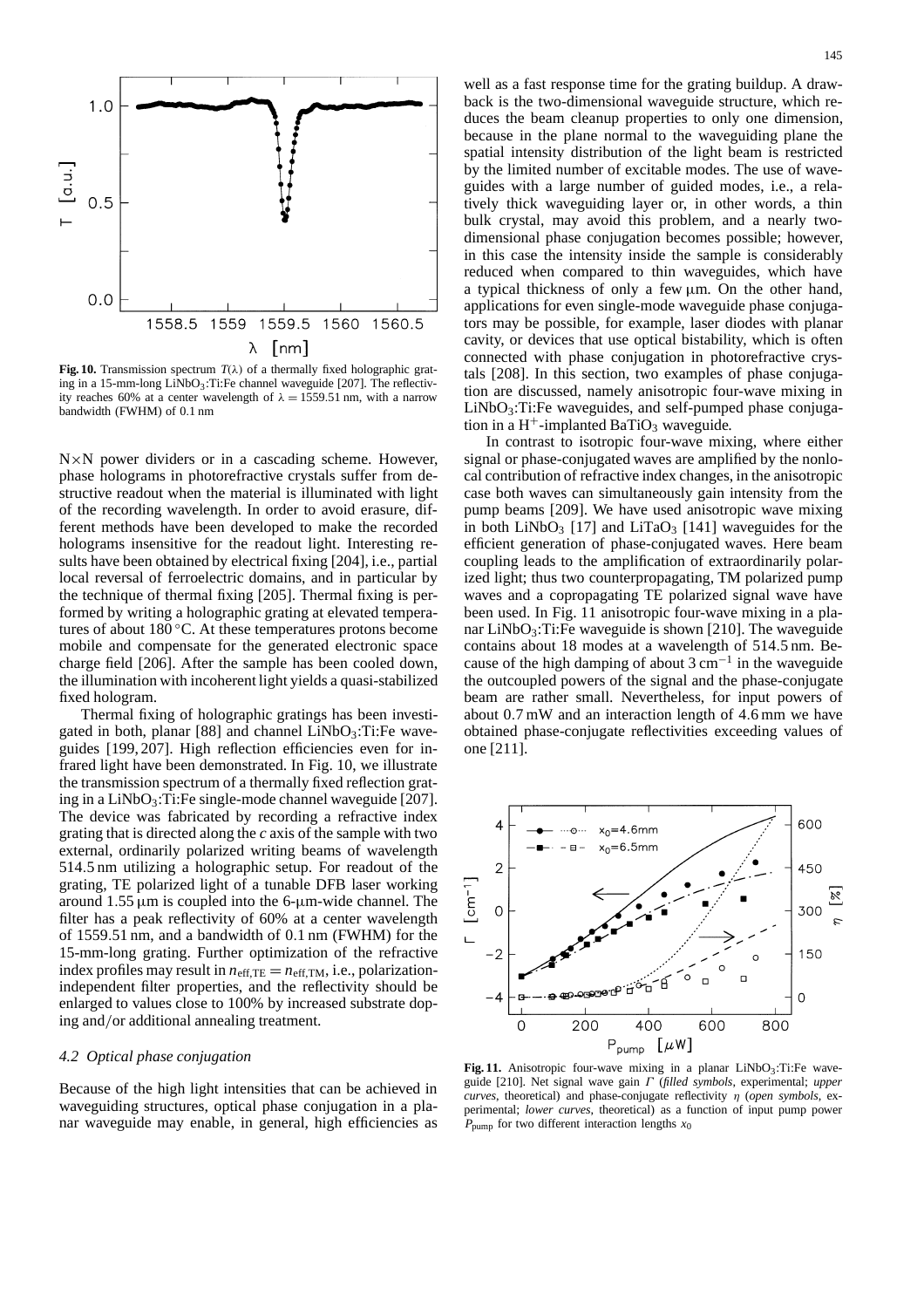**Fig. 10.** Transmission spectrum $T(\lambda)$ of a thermally fixed holographic grating in a 15-mm-long $LiNbO_3$:Ti:Fe channel waveguide [207]. The reflectivity reaches 60% at a center wavelength of $\lambda = 1559.51$ nm, with a narrow bandwidth (FWHM) of 0.1 nm

N×N power dividers or in a cascading scheme. However, phase holograms in photorefractive crystals suffer from destructive readout when the material is illuminated with light of the recording wavelength. In order to avoid erasure, different methods have been developed to make the recorded holograms insensitive for the readout light. Interesting results have been obtained by electrical fixing [204], i.e., partial local reversal of ferroelectric domains, and in particular by the technique of thermal fixing [205]. Thermal fixing is performed by writing a holographic grating at elevated temperatures of about 180 °C. At these temperatures protons become mobile and compensate for the generated electronic space charge field [206]. After the sample has been cooled down, the illumination with incoherent light yields a quasi-stabilized fixed hologram.

Thermal fixing of holographic gratings has been investigated in both, planar [88] and channel $LiNbO_3$:Ti:Fe waveguides [199, 207]. High reflection efficiencies even for infrared light have been demonstrated. In Fig. 10, we illustrate the transmission spectrum of a thermally fixed reflection grating in a $LiNbO_3$:Ti:Fe single-mode channel waveguide [207]. The device was fabricated by recording a refractive index grating that is directed along the *c* axis of the sample with two external, ordinarily polarized writing beams of wavelength 514.5 nm utilizing a holographic setup. For readout of the grating, TE polarized light of a tunable DFB laser working around 1.55 μm is coupled into the 6-μm-wide channel. The filter has a peak reflectivity of 60% at a center wavelength of 1559.51 nm, and a bandwidth of 0.1 nm (FWHM) for the 15-mm-long grating. Further optimization of the refractive index profiles may result in $n_{eff,TE} = n_{eff,TM}$, i.e., polarization-independent filter properties, and the reflectivity should be enlarged to values close to 100% by increased substrate doping and/or additional annealing treatment.

### *4.2 Optical phase conjugation*

Because of the high light intensities that can be achieved in waveguiding structures, optical phase conjugation in a planar waveguide may enable, in general, high efficiencies as well as a fast response time for the grating buildup. A drawback is the two-dimensional waveguide structure, which reduces the beam cleanup properties to only one dimension, because in the plane normal to the waveguiding plane the spatial intensity distribution of the light beam is restricted by the limited number of excitable modes. The use of waveguides with a large number of guided modes, i.e., a relatively thick waveguiding layer or, in other words, a thin bulk crystal, may avoid this problem, and a nearly two-dimensional phase conjugation becomes possible; however, in this case the intensity inside the sample is considerably reduced when compared to thin waveguides, which have a typical thickness of only a few μm. On the other hand, applications for even single-mode waveguide phase conjugators may be possible, for example, laser diodes with planar cavity, or devices that use optical bistability, which is often connected with phase conjugation in photorefractive crystals [208]. In this section, two examples of phase conjugation are discussed, namely anisotropic four-wave mixing in $LiNbO_3$:Ti:Fe waveguides, and self-pumped phase conjugation in a $H^+$-implanted $BaTiO_3$ waveguide.

In contrast to isotropic four-wave mixing, where either signal or phase-conjugated waves are amplified by the nonlocal contribution of refractive index changes, in the anisotropic case both waves can simultaneously gain intensity from the pump beams [209]. We have used anisotropic wave mixing in both $LiNbO_3$ [17] and $LiTaO_3$ [141] waveguides for the efficient generation of phase-conjugated waves. Here beam coupling leads to the amplification of extraordinarily polarized light; thus two counterpropagating, TM polarized pump waves and a copropagating TE polarized signal wave have been used. In Fig. 11 anisotropic four-wave mixing in a planar $LiNbO_3$:Ti:Fe waveguide is shown [210]. The waveguide contains about 18 modes at a wavelength of 514.5 nm. Because of the high damping of about 3 $cm^{-1}$ in the waveguide the outcoupled powers of the signal and the phase-conjugate beam are rather small. Nevertheless, for input powers of about 0.7 mW and an interaction length of 4.6 mm we have obtained phase-conjugate reflectivities exceeding values of one [211].

**Fig. 11.** Anisotropic four-wave mixing in a planar $LiNbO_3$:Ti:Fe waveguide [210]. Net signal wave gain $\Gamma$ (*filled symbols*, experimental; *upper curves*, theoretical) and phase-conjugate reflectivity $\eta$ (*open symbols*, experimental; *lower curves*, theoretical) as a function of input pump power $P_{pump}$ for two different interaction lengths $x_0$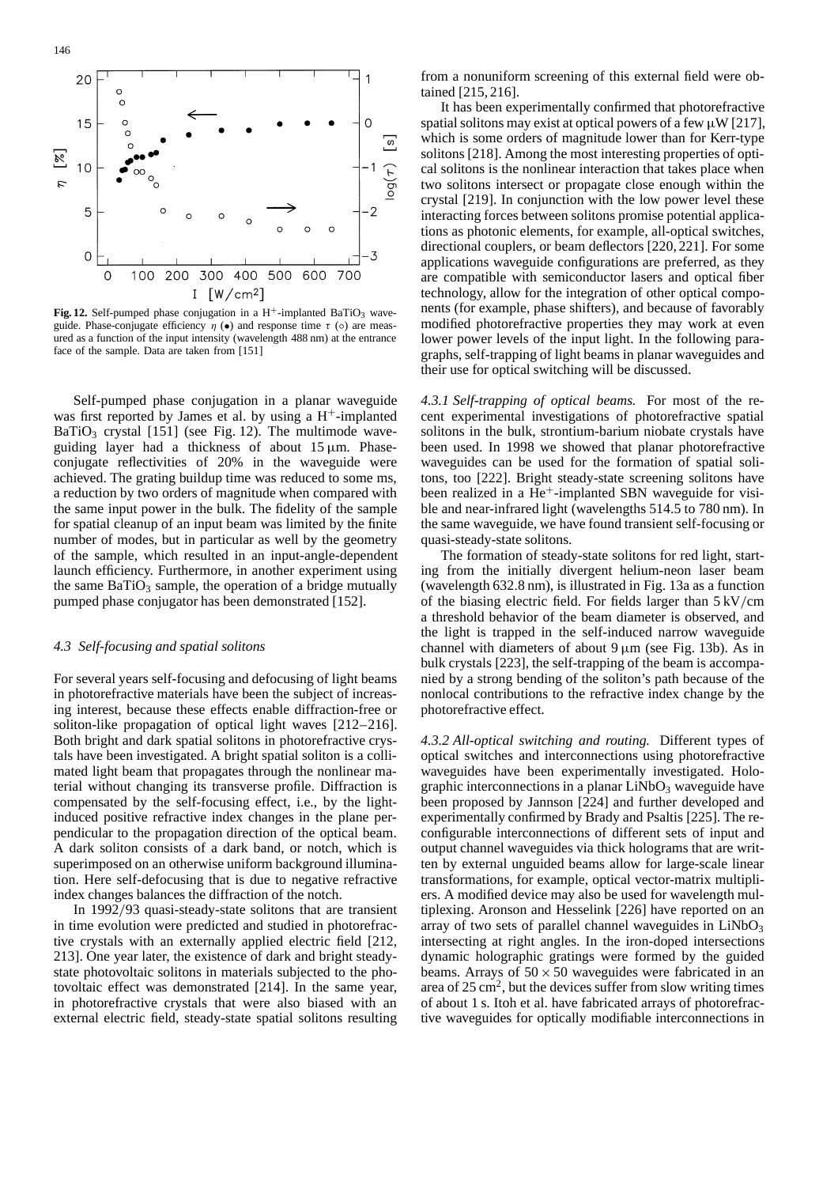**Fig. 12.** Self-pumped phase conjugation in a $H^+$-implanted $BaTiO_3$ waveguide. Phase-conjugate efficiency $\eta$ (•) and response time $\tau$ (∘) are measured as a function of the input intensity (wavelength 488 nm) at the entrance face of the sample. Data are taken from [151]

Self-pumped phase conjugation in a planar waveguide was first reported by James et al. by using a $H^+$-implanted $BaTiO_3$ crystal [151] (see Fig. 12). The multimode waveguiding layer had a thickness of about 15 μm. Phase-conjugate reflectivities of 20% in the waveguide were achieved. The grating buildup time was reduced to some ms, a reduction by two orders of magnitude when compared with the same input power in the bulk. The fidelity of the sample for spatial cleanup of an input beam was limited by the finite number of modes, but in particular as well by the geometry of the sample, which resulted in an input-angle-dependent launch efficiency. Furthermore, in another experiment using the same $BaTiO_3$ sample, the operation of a bridge mutually pumped phase conjugator has been demonstrated [152].

### *4.3 Self-focusing and spatial solitons*

For several years self-focusing and defocusing of light beams in photorefractive materials have been the subject of increasing interest, because these effects enable diffraction-free or soliton-like propagation of optical light waves [212–216]. Both bright and dark spatial solitons in photorefractive crystals have been investigated. A bright spatial soliton is a collimated light beam that propagates through the nonlinear material without changing its transverse profile. Diffraction is compensated by the self-focusing effect, i.e., by the light-induced positive refractive index changes in the plane perpendicular to the propagation direction of the optical beam. A dark soliton consists of a dark band, or notch, which is superimposed on an otherwise uniform background illumination. Here self-defocusing that is due to negative refractive index changes balances the diffraction of the notch.

In 1992/93 quasi-steady-state solitons that are transient in time evolution were predicted and studied in photorefractive crystals with an externally applied electric field [212, 213]. One year later, the existence of dark and bright steady-state photovoltaic solitons in materials subjected to the photovoltaic effect was demonstrated [214]. In the same year, in photorefractive crystals that were also biased with an external electric field, steady-state spatial solitons resulting from a nonuniform screening of this external field were obtained [215, 216].

It has been experimentally confirmed that photorefractive spatial solitons may exist at optical powers of a few μW [217], which is some orders of magnitude lower than for Kerr-type solitons [218]. Among the most interesting properties of optical solitons is the nonlinear interaction that takes place when two solitons intersect or propagate close enough within the crystal [219]. In conjunction with the low power level these interacting forces between solitons promise potential applications as photonic elements, for example, all-optical switches, directional couplers, or beam deflectors [220, 221]. For some applications waveguide configurations are preferred, as they are compatible with semiconductor lasers and optical fiber technology, allow for the integration of other optical components (for example, phase shifters), and because of favorably modified photorefractive properties they may work at even lower power levels of the input light. In the following paragraphs, self-trapping of light beams in planar waveguides and their use for optical switching will be discussed.

*4.3.1 Self-trapping of optical beams.* For most of the recent experimental investigations of photorefractive spatial solitons in the bulk, strontium-barium niobate crystals have been used. In 1998 we showed that planar photorefractive waveguides can be used for the formation of spatial solitons, too [222]. Bright steady-state screening solitons have been realized in a $He^+$-implanted SBN waveguide for visible and near-infrared light (wavelengths 514.5 to 780 nm). In the same waveguide, we have found transient self-focusing or quasi-steady-state solitons.

The formation of steady-state solitons for red light, starting from the initially divergent helium-neon laser beam (wavelength 632.8 nm), is illustrated in Fig. 13a as a function of the biasing electric field. For fields larger than 5 kV/cm a threshold behavior of the beam diameter is observed, and the light is trapped in the self-induced narrow waveguide channel with diameters of about 9 μm (see Fig. 13b). As in bulk crystals [223], the self-trapping of the beam is accompanied by a strong bending of the soliton's path because of the nonlocal contributions to the refractive index change by the photorefractive effect.

*4.3.2 All-optical switching and routing.* Different types of optical switches and interconnections using photorefractive waveguides have been experimentally investigated. Holographic interconnections in a planar $LiNbO_3$ waveguide have been proposed by Jannson [224] and further developed and experimentally confirmed by Brady and Psaltis [225]. The reconfigurable interconnections of different sets of input and output channel waveguides via thick holograms that are written by external unguided beams allow for large-scale linear transformations, for example, optical vector-matrix multipliers. A modified device may also be used for wavelength multiplexing. Aronson and Hesselink [226] have reported on an array of two sets of parallel channel waveguides in $LiNbO_3$ intersecting at right angles. In the iron-doped intersections dynamic holographic gratings were formed by the guided beams. Arrays of $50 \times 50$ waveguides were fabricated in an area of 25 cm$^2$, but the devices suffer from slow writing times of about 1 s. Itoh et al. have fabricated arrays of photorefractive waveguides for optically modifiable interconnections in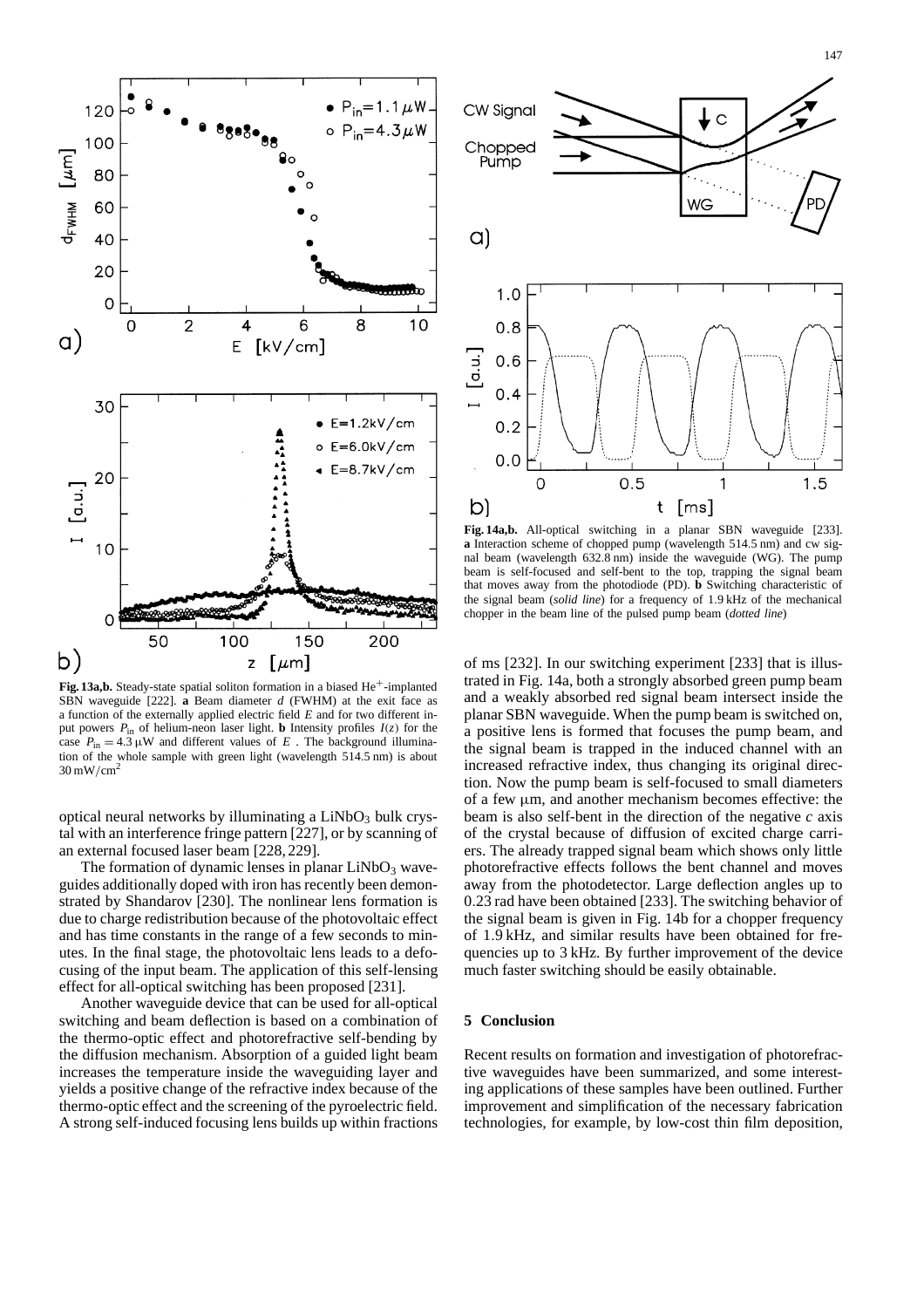**Fig. 13a,b.** Steady-state spatial soliton formation in a biased $He^+$-implanted SBN waveguide [222]. **a** Beam diameter $d$ (FWHM) at the exit face as a function of the externally applied electric field $E$ and for two different input powers $P_{in}$ of helium-neon laser light. **b** Intensity profiles $I(z)$ for the case $P_{in} = 4.3\,\mu W$ and different values of $E$. The background illumination of the whole sample with green light (wavelength 514.5 nm) is about $30\,mW/cm^2$

optical neural networks by illuminating a $LiNbO_3$ bulk crystal with an interference fringe pattern [227], or by scanning of an external focused laser beam [228, 229].

The formation of dynamic lenses in planar $LiNbO_3$ waveguides additionally doped with iron has recently been demonstrated by Shandarov [230]. The nonlinear lens formation is due to charge redistribution because of the photovoltaic effect and has time constants in the range of a few seconds to minutes. In the final stage, the photovoltaic lens leads to a defocusing of the input beam. The application of this self-lensing effect for all-optical switching has been proposed [231].

Another waveguide device that can be used for all-optical switching and beam deflection is based on a combination of the thermo-optic effect and photorefractive self-bending by the diffusion mechanism. Absorption of a guided light beam increases the temperature inside the waveguiding layer and yields a positive change of the refractive index because of the thermo-optic effect and the screening of the pyroelectric field. A strong self-induced focusing lens builds up within fractions of ms [232]. In our switching experiment [233] that is illustrated in Fig. 14a, both a strongly absorbed green pump beam and a weakly absorbed red signal beam intersect inside the planar SBN waveguide. When the pump beam is switched on, a positive lens is formed that focuses the pump beam, and the signal beam is trapped in the induced channel with an increased refractive index, thus changing its original direction. Now the pump beam is self-focused to small diameters of a few μm, and another mechanism becomes effective: the beam is also self-bent in the direction of the negative $c$ axis of the crystal because of diffusion of excited charge carriers. The already trapped signal beam which shows only little photorefractive effects follows the bent channel and moves away from the photodetector. Large deflection angles up to 0.23 rad have been obtained [233]. The switching behavior of the signal beam is given in Fig. 14b for a chopper frequency of 1.9 kHz, and similar results have been obtained for frequencies up to 3 kHz. By further improvement of the device much faster switching should be easily obtainable.

**Fig. 14a,b.** All-optical switching in a planar SBN waveguide [233]. **a** Interaction scheme of chopped pump (wavelength 514.5 nm) and cw signal beam (wavelength 632.8 nm) inside the waveguide (WG). The pump beam is self-focused and self-bent to the top, trapping the signal beam that moves away from the photodiode (PD). **b** Switching characteristic of the signal beam (*solid line*) for a frequency of 1.9 kHz of the mechanical chopper in the beam line of the pulsed pump beam (*dotted line*)

## 5 Conclusion

Recent results on formation and investigation of photorefractive waveguides have been summarized, and some interesting applications of these samples have been outlined. Further improvement and simplification of the necessary fabrication technologies, for example, by low-cost thin film deposition,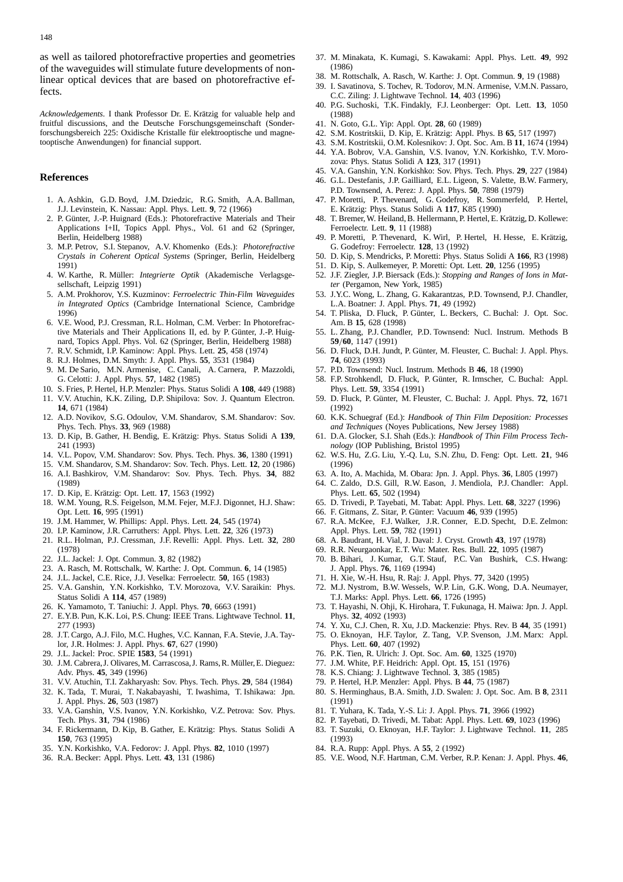as well as tailored photorefractive properties and geometries of the waveguides will stimulate future developments of nonlinear optical devices that are based on photorefractive effects.

*Acknowledgements.* I thank Professor Dr. E. Krätzig for valuable help and fruitful discussions, and the Deutsche Forschungsgemeinschaft (Sonderforschungsbereich 225: Oxidische Kristalle für elektrooptische und magnetooptische Anwendungen) for financial support.

## References

1. A. Ashkin, G.D. Boyd, J.M. Dziedzic, R.G. Smith, A.A. Ballman, J.J. Levinstein, K. Nassau: Appl. Phys. Lett. **9**, 72 (1966)
2. P. Günter, J.-P. Huignard (Eds.): Photorefractive Materials and Their Applications I+II, Topics Appl. Phys., Vol. 61 and 62 (Springer, Berlin, Heidelberg 1988)
3. M.P. Petrov, S.I. Stepanov, A.V. Khomenko (Eds.): *Photorefractive Crystals in Coherent Optical Systems* (Springer, Berlin, Heidelberg 1991)
4. W. Karthe, R. Müller: *Integrierte Optik* (Akademische Verlagsgesellschaft, Leipzig 1991)
5. A.M. Prokhorov, Y.S. Kuzminov: *Ferroelectric Thin-Film Waveguides in Integrated Optics* (Cambridge International Science, Cambridge 1996)
6. V.E. Wood, P.J. Cressman, R.L. Holman, C.M. Verber: In Photorefractive Materials and Their Applications II, ed. by P. Günter, J.-P. Huignard, Topics Appl. Phys. Vol. 62 (Springer, Berlin, Heidelberg 1988)
7. R.V. Schmidt, I.P. Kaminow: Appl. Phys. Lett. **25**, 458 (1974)
8. R.J. Holmes, D.M. Smyth: J. Appl. Phys. **55**, 3531 (1984)
9. M. De Sario, M.N. Armenise, C. Canali, A. Carnera, P. Mazzoldi, G. Celotti: J. Appl. Phys. **57**, 1482 (1985)
10. S. Fries, P. Hertel, H.P. Menzler: Phys. Status Solidi A **108**, 449 (1988)
11. V.V. Atuchin, K.K. Ziling, D.P. Shipilova: Sov. J. Quantum Electron. **14**, 671 (1984)
12. A.D. Novikov, S.G. Odoulov, V.M. Shandarov, S.M. Shandarov: Sov. Phys. Tech. Phys. **33**, 969 (1988)
13. D. Kip, B. Gather, H. Bendig, E. Krätzig: Phys. Status Solidi A **139**, 241 (1993)
14. V.L. Popov, V.M. Shandarov: Sov. Phys. Tech. Phys. **36**, 1380 (1991)
15. V.M. Shandarov, S.M. Shandarov: Sov. Tech. Phys. Lett. **12**, 20 (1986)
16. A.I. Bashkirov, V.M. Shandarov: Sov. Phys. Tech. Phys. **34**, 882 (1989)
17. D. Kip, E. Krätzig: Opt. Lett. **17**, 1563 (1992)
18. W.M. Young, R.S. Feigelson, M.M. Fejer, M.F.J. Digonnet, H.J. Shaw: Opt. Lett. **16**, 995 (1991)
19. J.M. Hammer, W. Phillips: Appl. Phys. Lett. **24**, 545 (1974)
20. I.P. Kaminow, J.R. Carruthers: Appl. Phys. Lett. **22**, 326 (1973)
21. R.L. Holman, P.J. Cressman, J.F. Revelli: Appl. Phys. Lett. **32**, 280 (1978)
22. J.L. Jackel: J. Opt. Commun. **3**, 82 (1982)
23. A. Rasch, M. Rottschalk, W. Karthe: J. Opt. Commun. **6**, 14 (1985)
24. J.L. Jackel, C.E. Rice, J.J. Veselka: Ferroelectr. **50**, 165 (1983)
25. V.A. Ganshin, Y.N. Korkishko, T.V. Morozova, V.V. Saraikin: Phys. Status Solidi A **114**, 457 (1989)
26. K. Yamamoto, T. Taniuchi: J. Appl. Phys. **70**, 6663 (1991)
27. E.Y.B. Pun, K.K. Loi, P.S. Chung: IEEE Trans. Lightwave Technol. **11**, 277 (1993)
28. J.T. Cargo, A.J. Filo, M.C. Hughes, V.C. Kannan, F.A. Stevie, J.A. Taylor, J.R. Holmes: J. Appl. Phys. **67**, 627 (1990)
29. J.L. Jackel: Proc. SPIE **1583**, 54 (1991)
30. J.M. Cabrera, J. Olivares, M. Carrascosa, J. Rams, R. Müller, E. Dieguez: Adv. Phys. **45**, 349 (1996)
31. V.V. Atuchin, T.I. Zakharyash: Sov. Phys. Tech. Phys. **29**, 584 (1984)
32. K. Tada, T. Murai, T. Nakabayashi, T. Iwashima, T. Ishikawa: Jpn. J. Appl. Phys. **26**, 503 (1987)
33. V.A. Ganshin, V.S. Ivanov, Y.N. Korkishko, V.Z. Petrova: Sov. Phys. Tech. Phys. **31**, 794 (1986)
34. F. Rickermann, D. Kip, B. Gather, E. Krätzig: Phys. Status Solidi A **150**, 763 (1995)
35. Y.N. Korkishko, V.A. Fedorov: J. Appl. Phys. **82**, 1010 (1997)
36. R.A. Becker: Appl. Phys. Lett. **43**, 131 (1986)
37. M. Minakata, K. Kumagi, S. Kawakami: Appl. Phys. Lett. **49**, 992 (1986)
38. M. Rottschalk, A. Rasch, W. Karthe: J. Opt. Commun. **9**, 19 (1988)
39. I. Savatinova, S. Tochev, R. Todorov, M.N. Armenise, V.M.N. Passaro, C.C. Ziling: J. Lightwave Technol. **14**, 403 (1996)
40. P.G. Suchoski, T.K. Findakly, F.J. Leonberger: Opt. Lett. **13**, 1050 (1988)
41. N. Goto, G.L. Yip: Appl. Opt. **28**, 60 (1989)
42. S.M. Kostritskii, D. Kip, E. Krätzig: Appl. Phys. B **65**, 517 (1997)
43. S.M. Kostritskii, O.M. Kolesnikov: J. Opt. Soc. Am. B **11**, 1674 (1994)
44. Y.A. Bobrov, V.A. Ganshin, V.S. Ivanov, Y.N. Korkishko, T.V. Morozova: Phys. Status Solidi A **123**, 317 (1991)
45. V.A. Ganshin, Y.N. Korkishko: Sov. Phys. Tech. Phys. **29**, 227 (1984)
46. G.L. Destefanis, J.P. Gailliard, E.L. Ligeon, S. Valette, B.W. Farmery, P.D. Townsend, A. Perez: J. Appl. Phys. **50**, 7898 (1979)
47. P. Moretti, P. Thevenard, G. Godefroy, R. Sommerfeld, P. Hertel, E. Krätzig: Phys. Status Solidi A **117**, K85 (1990)
48. T. Bremer, W. Heiland, B. Hellermann, P. Hertel, E. Krätzig, D. Kollewe: Ferroelectr. Lett. **9**, 11 (1988)
49. P. Moretti, P. Thevenard, K. Wirl, P. Hertel, H. Hesse, E. Krätzig, G. Godefroy: Ferroelectr. **128**, 13 (1992)
50. D. Kip, S. Mendricks, P. Moretti: Phys. Status Solidi A **166**, R3 (1998)
51. D. Kip, S. Aulkemeyer, P. Moretti: Opt. Lett. **20**, 1256 (1995)
52. J.F. Ziegler, J.P. Biersack (Eds.): *Stopping and Ranges of Ions in Matter* (Pergamon, New York, 1985)
53. J.Y.C. Wong, L. Zhang, G. Kakarantzas, P.D. Townsend, P.J. Chandler, L.A. Boatner: J. Appl. Phys. **71**, 49 (1992)
54. T. Pliska, D. Fluck, P. Günter, L. Beckers, C. Buchal: J. Opt. Soc. Am. B **15**, 628 (1998)
55. L. Zhang, P.J. Chandler, P.D. Townsend: Nucl. Instrum. Methods B **59/60**, 1147 (1991)
56. D. Fluck, D.H. Jundt, P. Günter, M. Fleuster, C. Buchal: J. Appl. Phys. **74**, 6023 (1993)
57. P.D. Townsend: Nucl. Instrum. Methods B **46**, 18 (1990)
58. F.P. Strohkendl, D. Fluck, P. Günter, R. Irmscher, C. Buchal: Appl. Phys. Lett. **59**, 3354 (1991)
59. D. Fluck, P. Günter, M. Fleuster, C. Buchal: J. Appl. Phys. **72**, 1671 (1992)
60. K.K. Schuegraf (Ed.): *Handbook of Thin Film Deposition: Processes and Techniques* (Noyes Publications, New Jersey 1988)
61. D.A. Glocker, S.I. Shah (Eds.): *Handbook of Thin Film Process Technology* (IOP Publishing, Bristol 1995)
62. W.S. Hu, Z.G. Liu, Y.-Q. Lu, S.N. Zhu, D. Feng: Opt. Lett. **21**, 946 (1996)
63. A. Ito, A. Machida, M. Obara: Jpn. J. Appl. Phys. **36**, L805 (1997)
64. C. Zaldo, D.S. Gill, R.W. Eason, J. Mendiola, P.J. Chandler: Appl. Phys. Lett. **65**, 502 (1994)
65. D. Trivedi, P. Tayebati, M. Tabat: Appl. Phys. Lett. **68**, 3227 (1996)
66. F. Gitmans, Z. Sitar, P. Günter: Vacuum **46**, 939 (1995)
67. R.A. McKee, F.J. Walker, J.R. Conner, E.D. Specht, D.E. Zelmon: Appl. Phys. Lett. **59**, 782 (1991)
68. A. Baudrant, H. Vial, J. Daval: J. Cryst. Growth **43**, 197 (1978)
69. R.R. Neurgaonkar, E.T. Wu: Mater. Res. Bull. **22**, 1095 (1987)
70. B. Bihari, J. Kumar, G.T. Stauf, P.C. Van Bushirk, C.S. Hwang: J. Appl. Phys. **76**, 1169 (1994)
71. H. Xie, W.-H. Hsu, R. Raj: J. Appl. Phys. **77**, 3420 (1995)
72. M.J. Nystrom, B.W. Wessels, W.P. Lin, G.K. Wong, D.A. Neumayer, T.J. Marks: Appl. Phys. Lett. **66**, 1726 (1995)
73. T. Hayashi, N. Ohji, K. Hirohara, T. Fukunaga, H. Maiwa: Jpn. J. Appl. Phys. **32**, 4092 (1993)
74. Y. Xu, C.J. Chen, R. Xu, J.D. Mackenzie: Phys. Rev. B **44**, 35 (1991)
75. O. Eknoyan, H.F. Taylor, Z. Tang, V.P. Svenson, J.M. Marx: Appl. Phys. Lett. **60**, 407 (1992)
76. P.K. Tien, R. Ulrich: J. Opt. Soc. Am. **60**, 1325 (1970)
77. J.M. White, P.F. Heidrich: Appl. Opt. **15**, 151 (1976)
78. K.S. Chiang: J. Lightwave Technol. **3**, 385 (1985)
79. P. Hertel, H.P. Menzler: Appl. Phys. B **44**, 75 (1987)
80. S. Herminghaus, B.A. Smith, J.D. Swalen: J. Opt. Soc. Am. B **8**, 2311 (1991)
81. T. Yuhara, K. Tada, Y.-S. Li: J. Appl. Phys. **71**, 3966 (1992)
82. P. Tayebati, D. Trivedi, M. Tabat: Appl. Phys. Lett. **69**, 1023 (1996)
83. T. Suzuki, O. Eknoyan, H.F. Taylor: J. Lightwave Technol. **11**, 285 (1993)
84. R.A. Rupp: Appl. Phys. A **55**, 2 (1992)
85. V.E. Wood, N.F. Hartman, C.M. Verber, R.P. Kenan: J. Appl. Phys. **46**,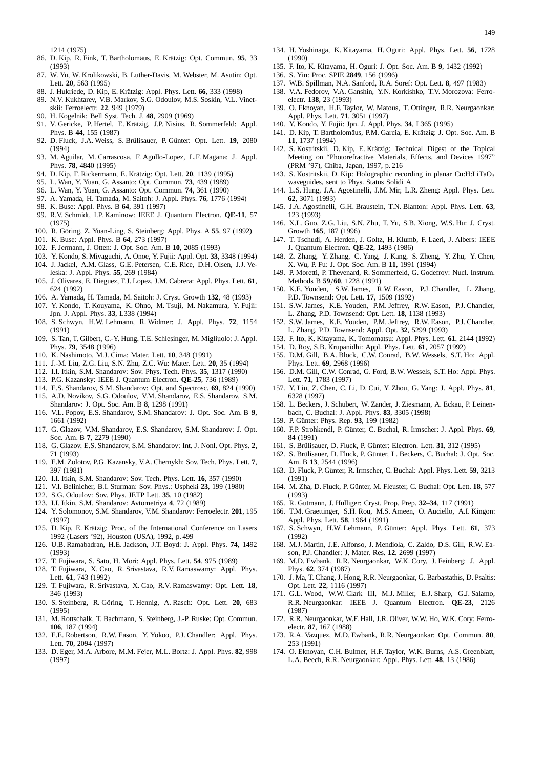1214 (1975)

86. D. Kip, R. Fink, T. Bartholomäus, E. Krätzig: Opt. Commun. **95**, 33 (1993)
87. W. Yu, W. Krolikowski, B. Luther-Davis, M. Webster, M. Asutin: Opt. Lett. **20**, 563 (1995)
88. J. Hukriede, D. Kip, E. Krätzig: Appl. Phys. Lett. **66**, 333 (1998)
89. N.V. Kukhtarev, V.B. Markov, S.G. Odoulov, M.S. Soskin, V.L. Vinetskii: Ferroelectr. **22**, 949 (1979)
90. H. Kogelnik: Bell Syst. Tech. J. **48**, 2909 (1969)
91. V. Gericke, P. Hertel, E. Krätzig, J.P. Nisius, R. Sommerfeld: Appl. Phys. B **44**, 155 (1987)
92. D. Fluck, J.A. Weiss, S. Brülisauer, P. Günter: Opt. Lett. **19**, 2080 (1994)
93. M. Aguilar, M. Carrascosa, F. Agullo-Lopez, L.F. Magana: J. Appl. Phys. **78**, 4840 (1995)
94. D. Kip, F. Rickermann, E. Krätzig: Opt. Lett. **20**, 1139 (1995)
95. L. Wan, Y. Yuan, G. Assanto: Opt. Commun. **73**, 439 (1989)
96. L. Wan, Y. Yuan, G. Assanto: Opt. Commun. **74**, 361 (1990)
97. A. Yamada, H. Tamada, M. Saitoh: J. Appl. Phys. **76**, 1776 (1994)
98. K. Buse: Appl. Phys. B **64**, 391 (1997)
99. R.V. Schmidt, I.P. Kaminow: IEEE J. Quantum Electron. **QE-11**, 57 (1975)
100. R. Göring, Z. Yuan-Ling, S. Steinberg: Appl. Phys. A **55**, 97 (1992)
101. K. Buse: Appl. Phys. B **64**, 273 (1997)
102. F. Jermann, J. Otten: J. Opt. Soc. Am. B **10**, 2085 (1993)
103. Y. Kondo, S. Miyaguchi, A. Onoe, Y. Fujii: Appl. Opt. **33**, 3348 (1994)
104. J. Jackel, A.M. Glass, G.E. Petersen, C.E. Rice, D.H. Olsen, J.J. Veleska: J. Appl. Phys. **55**, 269 (1984)
105. J. Olivares, E. Dieguez, F.J. Lopez, J.M. Cabrera: Appl. Phys. Lett. **61**, 624 (1992)
106. A. Yamada, H. Tamada, M. Saitoh: J. Cryst. Growth **132**, 48 (1993)
107. Y. Kondo, T. Kouyama, K. Ohno, M. Tsuji, M. Nakamura, Y. Fujii: Jpn. J. Appl. Phys. **33**, L338 (1994)
108. S. Schwyn, H.W. Lehmann, R. Widmer: J. Appl. Phys. **72**, 1154 (1991)
109. S. Tan, T. Gilbert, C.-Y. Hung, T.E. Schlesinger, M. Migliuolo: J. Appl. Phys. **79**, 3548 (1996)
110. K. Nashimoto, M.J. Cima: Mater. Lett. **10**, 348 (1991)
111. J.-M. Liu, Z.G. Liu, S.N. Zhu, Z.C. Wu: Mater. Lett. **20**, 35 (1994)
112. I.I. Itkin, S.M. Shandarov: Sov. Phys. Tech. Phys. **35**, 1317 (1990)
113. P.G. Kazansky: IEEE J. Quantum Electron. **QE-25**, 736 (1989)
114. E.S. Shandarov, S.M. Shandarov: Opt. and Spectrosc. **69**, 824 (1990)
115. A.D. Novikov, S.G. Odoulov, V.M. Shandarov, E.S. Shandarov, S.M. Shandarov: J. Opt. Soc. Am. B **8**, 1298 (1991)
116. V.L. Popov, E.S. Shandarov, S.M. Shandarov: J. Opt. Soc. Am. B **9**, 1661 (1992)
117. G. Glazov, V.M. Shandarov, E.S. Shandarov, S.M. Shandarov: J. Opt. Soc. Am. B **7**, 2279 (1990)
118. G. Glazov, E.S. Shandarov, S.M. Shandarov: Int. J. Nonl. Opt. Phys. **2**, 71 (1993)
119. E.M. Zolotov, P.G. Kazansky, V.A. Chernykh: Sov. Tech. Phys. Lett. **7**, 397 (1981)
120. I.I. Itkin, S.M. Shandarov: Sov. Tech. Phys. Lett. **16**, 357 (1990)
121. V.I. Belinicher, B.I. Sturman: Sov. Phys.: Uspheki **23**, 199 (1980)
122. S.G. Odoulov: Sov. Phys. JETP Lett. **35**, 10 (1982)
123. I.I. Itkin, S.M. Shandarov: Avtometriya **4**, 72 (1989)
124. Y. Solomonov, S.M. Shandarov, V.M. Shandarov: Ferroelectr. **201**, 195 (1997)
125. D. Kip, E. Krätzig: Proc. of the International Conference on Lasers 1992 (Lasers '92), Houston (USA), 1992, p. 499
126. U.B. Ramabadran, H.E. Jackson, J.T. Boyd: J. Appl. Phys. **74**, 1492 (1993)
127. T. Fujiwara, S. Sato, H. Mori: Appl. Phys. Lett. **54**, 975 (1989)
128. T. Fujiwara, X. Cao, R. Srivastava, R.V. Ramaswamy: Appl. Phys. Lett. **61**, 743 (1992)
129. T. Fujiwara, R. Srivastava, X. Cao, R.V. Ramaswamy: Opt. Lett. **18**, 346 (1993)
130. S. Steinberg, R. Göring, T. Hennig, A. Rasch: Opt. Lett. **20**, 683 (1995)
131. M. Rottschalk, T. Bachmann, S. Steinberg, J.-P. Ruske: Opt. Commun. **106**, 187 (1994)
132. E.E. Robertson, R.W. Eason, Y. Yokoo, P.J. Chandler: Appl. Phys. Lett. **70**, 2094 (1997)
133. D. Eger, M.A. Arbore, M.M. Fejer, M.L. Bortz: J. Appl. Phys. **82**, 998 (1997)
134. H. Yoshinaga, K. Kitayama, H. Oguri: Appl. Phys. Lett. **56**, 1728 (1990)
135. F. Ito, K. Kitayama, H. Oguri: J. Opt. Soc. Am. B **9**, 1432 (1992)
136. S. Yin: Proc. SPIE **2849**, 156 (1996)
137. W.B. Spillman, N.A. Sanford, R.A. Soref: Opt. Lett. **8**, 497 (1983)
138. V.A. Fedorov, V.A. Ganshin, Y.N. Korkishko, T.V. Morozova: Ferroelectr. **138**, 23 (1993)
139. O. Eknoyan, H.F. Taylor, W. Matous, T. Ottinger, R.R. Neurgaonkar: Appl. Phys. Lett. **71**, 3051 (1997)
140. Y. Kondo, Y. Fujii: Jpn. J. Appl. Phys. **34**, L365 (1995)
141. D. Kip, T. Bartholomäus, P.M. Garcia, E. Krätzig: J. Opt. Soc. Am. B **11**, 1737 (1994)
142. S. Kostritskii, D. Kip, E. Krätzig: Technical Digest of the Topical Meeting on "Photorefractive Materials, Effects, and Devices 1997" (PRM '97), Chiba, Japan, 1997, p. 216
143. S. Kostritskii, D. Kip: Holographic recording in planar Cu:H:LiTa$O_3$ waveguides, sent to Phys. Status Solidi A
144. L.S. Hung, J.A. Agostinelli, J.M. Mir, L.R. Zheng: Appl. Phys. Lett. **62**, 3071 (1993)
145. J.A. Agostinelli, G.H. Braustein, T.N. Blanton: Appl. Phys. Lett. **63**, 123 (1993)
146. X.L. Guo, Z.G. Liu, S.N. Zhu, T. Yu, S.B. Xiong, W.S. Hu: J. Cryst. Growth **165**, 187 (1996)
147. T. Tschudi, A. Herden, J. Goltz, H. Klumb, F. Laeri, J. Albers: IEEE J. Quantum Electron. **QE-22**, 1493 (1986)
148. Z. Zhang, Y. Zhang, C. Yang, J. Kang, S. Zheng, Y. Zhu, Y. Chen, X. Wu, P. Fu: J. Opt. Soc. Am. B **11**, 1991 (1994)
149. P. Moretti, P. Thevenard, R. Sommerfeld, G. Godefroy: Nucl. Instrum. Methods B **59**/**60**, 1228 (1991)
150. K.E. Youden, S.W. James, R.W. Eason, P.J. Chandler, L. Zhang, P.D. Townsend: Opt. Lett. **17**, 1509 (1992)
151. S.W. James, K.E. Youden, P.M. Jeffrey, R.W. Eason, P.J. Chandler, L. Zhang, P.D. Townsend: Opt. Lett. **18**, 1138 (1993)
152. S.W. James, K.E. Youden, P.M. Jeffrey, R.W. Eason, P.J. Chandler, L. Zhang, P.D. Townsend: Appl. Opt. **32**, 5299 (1993)
153. F. Ito, K. Kitayama, K. Tomomatsu: Appl. Phys. Lett. **61**, 2144 (1992)
154. D. Roy, S.B. Krupanidhi: Appl. Phys. Lett. **61**, 2057 (1992)
155. D.M. Gill, B.A. Block, C.W. Conrad, B.W. Wessels, S.T. Ho: Appl. Phys. Lett. **69**, 2968 (1996)
156. D.M. Gill, C.W. Conrad, G. Ford, B.W. Wessels, S.T. Ho: Appl. Phys. Lett. **71**, 1783 (1997)
157. Y. Liu, Z. Chen, C. Li, D. Cui, Y. Zhou, G. Yang: J. Appl. Phys. **81**, 6328 (1997)
158. L. Beckers, J. Schubert, W. Zander, J. Ziesmann, A. Eckau, P. Leinenbach, C. Buchal: J. Appl. Phys. **83**, 3305 (1998)
159. P. Günter: Phys. Rep. **93**, 199 (1982)
160. F.P. Strohkendl, P. Günter, C. Buchal, R. Irmscher: J. Appl. Phys. **69**, 84 (1991)
161. S. Brülisauer, D. Fluck, P. Günter: Electron. Lett. **31**, 312 (1995)
162. S. Brülisauer, D. Fluck, P. Günter, L. Beckers, C. Buchal: J. Opt. Soc. Am. B **13**, 2544 (1996)
163. D. Fluck, P. Günter, R. Irmscher, C. Buchal: Appl. Phys. Lett. **59**, 3213 (1991)
164. M. Zha, D. Fluck, P. Günter, M. Fleuster, C. Buchal: Opt. Lett. **18**, 577 (1993)
165. R. Gutmann, J. Hulliger: Cryst. Prop. Prep. **32**–**34**, 117 (1991)
166. T.M. Graettinger, S.H. Rou, M.S. Ameen, O. Auciello, A.I. Kingon: Appl. Phys. Lett. **58**, 1964 (1991)
167. S. Schwyn, H.W. Lehmann, P. Günter: Appl. Phys. Lett. **61**, 373 (1992)
168. M.J. Martin, J.E. Alfonso, J. Mendiola, C. Zaldo, D.S. Gill, R.W. Eason, P.J. Chandler: J. Mater. Res. **12**, 2699 (1997)
169. M.D. Ewbank, R.R. Neurgaonkar, W.K. Cory, J. Feinberg: J. Appl. Phys. **62**, 374 (1987)
170. J. Ma, T. Chang, J. Hong, R.R. Neurgaonkar, G. Barbastathis, D. Psaltis: Opt. Lett. **22**, 1116 (1997)
171. G.L. Wood, W.W. Clark III, M.J. Miller, E.J. Sharp, G.J. Salamo, R.R. Neurgaonkar: IEEE J. Quantum Electron. **QE-23**, 2126 (1987)
172. R.R. Neurgaonkar, W.F. Hall, J.R. Oliver, W.W. Ho, W.K. Cory: Ferroelectr. **87**, 167 (1988)
173. R.A. Vazquez, M.D. Ewbank, R.R. Neurgaonkar: Opt. Commun. **80**, 253 (1991)
174. O. Eknoyan, C.H. Bulmer, H.F. Taylor, W.K. Burns, A.S. Greenblatt, L.A. Beech, R.R. Neurgaonkar: Appl. Phys. Lett. **48**, 13 (1986)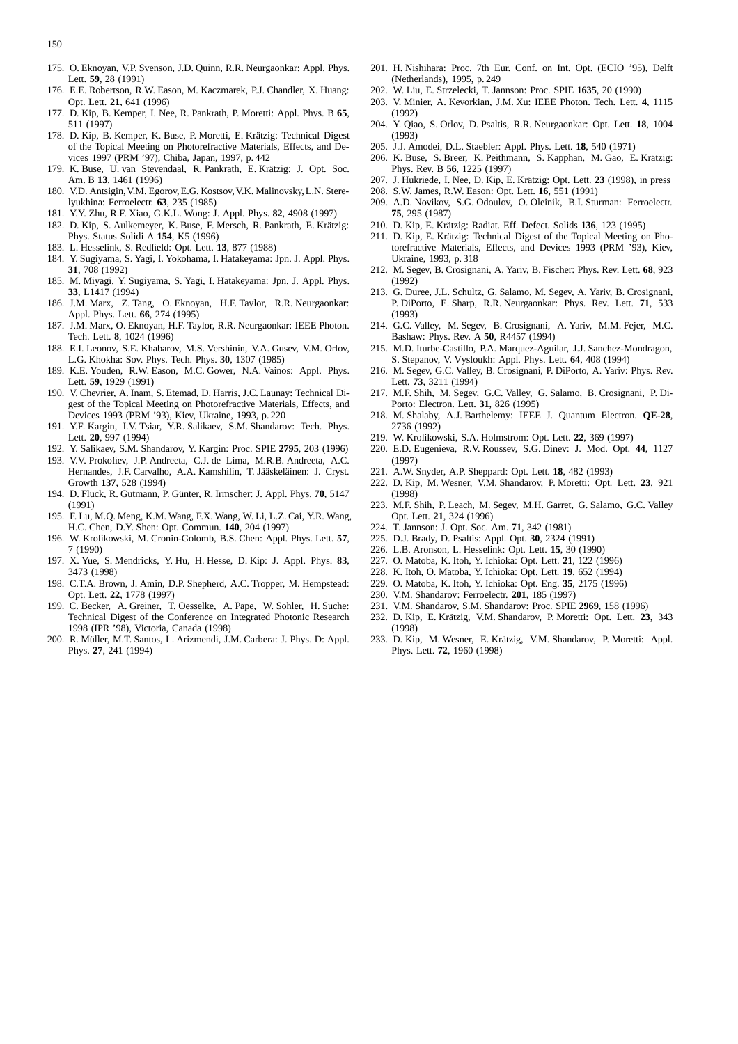175. O. Eknoyan, V.P. Svenson, J.D. Quinn, R.R. Neurgaonkar: Appl. Phys. Lett. **59**, 28 (1991)
176. E.E. Robertson, R.W. Eason, M. Kaczmarek, P.J. Chandler, X. Huang: Opt. Lett. **21**, 641 (1996)
177. D. Kip, B. Kemper, I. Nee, R. Pankrath, P. Moretti: Appl. Phys. B **65**, 511 (1997)
178. D. Kip, B. Kemper, K. Buse, P. Moretti, E. Krätzig: Technical Digest of the Topical Meeting on Photorefractive Materials, Effects, and Devices 1997 (PRM '97), Chiba, Japan, 1997, p. 442
179. K. Buse, U. van Stevendaal, R. Pankrath, E. Krätzig: J. Opt. Soc. Am. B **13**, 1461 (1996)
180. V.D. Antsigin, V.M. Egorov, E.G. Kostsov, V.K. Malinovsky, L.N. Sterelyukhina: Ferroelectr. **63**, 235 (1985)
181. Y.Y. Zhu, R.F. Xiao, G.K.L. Wong: J. Appl. Phys. **82**, 4908 (1997)
182. D. Kip, S. Aulkemeyer, K. Buse, F. Mersch, R. Pankrath, E. Krätzig: Phys. Status Solidi A **154**, K5 (1996)
183. L. Hesselink, S. Redfield: Opt. Lett. **13**, 877 (1988)
184. Y. Sugiyama, S. Yagi, I. Yokohama, I. Hatakeyama: Jpn. J. Appl. Phys. **31**, 708 (1992)
185. M. Miyagi, Y. Sugiyama, S. Yagi, I. Hatakeyama: Jpn. J. Appl. Phys. **33**, L1417 (1994)
186. J.M. Marx, Z. Tang, O. Eknoyan, H.F. Taylor, R.R. Neurgaonkar: Appl. Phys. Lett. **66**, 274 (1995)
187. J.M. Marx, O. Eknoyan, H.F. Taylor, R.R. Neurgaonkar: IEEE Photon. Tech. Lett. **8**, 1024 (1996)
188. E.I. Leonov, S.E. Khabarov, M.S. Vershinin, V.A. Gusev, V.M. Orlov, L.G. Khokha: Sov. Phys. Tech. Phys. **30**, 1307 (1985)
189. K.E. Youden, R.W. Eason, M.C. Gower, N.A. Vainos: Appl. Phys. Lett. **59**, 1929 (1991)
190. V. Chevrier, A. Inam, S. Etemad, D. Harris, J.C. Launay: Technical Digest of the Topical Meeting on Photorefractive Materials, Effects, and Devices 1993 (PRM '93), Kiev, Ukraine, 1993, p. 220
191. Y.F. Kargin, I.V. Tsiar, Y.R. Salikaev, S.M. Shandarov: Tech. Phys. Lett. **20**, 997 (1994)
192. Y. Salikaev, S.M. Shandarov, Y. Kargin: Proc. SPIE **2795**, 203 (1996)
193. V.V. Prokofiev, J.P. Andreeta, C.J. de Lima, M.R.B. Andreeta, A.C. Hernandes, J.F. Carvalho, A.A. Kamshilin, T. Jääskeläinen: J. Cryst. Growth **137**, 528 (1994)
194. D. Fluck, R. Gutmann, P. Günter, R. Irmscher: J. Appl. Phys. **70**, 5147 (1991)
195. F. Lu, M.Q. Meng, K.M. Wang, F.X. Wang, W. Li, L.Z. Cai, Y.R. Wang, H.C. Chen, D.Y. Shen: Opt. Commun. **140**, 204 (1997)
196. W. Krolikowski, M. Cronin-Golomb, B.S. Chen: Appl. Phys. Lett. **57**, 7 (1990)
197. X. Yue, S. Mendricks, Y. Hu, H. Hesse, D. Kip: J. Appl. Phys. **83**, 3473 (1998)
198. C.T.A. Brown, J. Amin, D.P. Shepherd, A.C. Tropper, M. Hempstead: Opt. Lett. **22**, 1778 (1997)
199. C. Becker, A. Greiner, T. Oesselke, A. Pape, W. Sohler, H. Suche: Technical Digest of the Conference on Integrated Photonic Research 1998 (IPR '98), Victoria, Canada (1998)
200. R. Müller, M.T. Santos, L. Arizmendi, J.M. Carbera: J. Phys. D: Appl. Phys. **27**, 241 (1994)
201. H. Nishihara: Proc. 7th Eur. Conf. on Int. Opt. (ECIO '95), Delft (Netherlands), 1995, p. 249
202. W. Liu, E. Strzelecki, T. Jannson: Proc. SPIE **1635**, 20 (1990)
203. V. Minier, A. Kevorkian, J.M. Xu: IEEE Photon. Tech. Lett. **4**, 1115 (1992)
204. Y. Qiao, S. Orlov, D. Psaltis, R.R. Neurgaonkar: Opt. Lett. **18**, 1004 (1993)
205. J.J. Amodei, D.L. Staebler: Appl. Phys. Lett. **18**, 540 (1971)
206. K. Buse, S. Breer, K. Peithmann, S. Kapphan, M. Gao, E. Krätzig: Phys. Rev. B **56**, 1225 (1997)
207. J. Hukriede, I. Nee, D. Kip, E. Krätzig: Opt. Lett. **23** (1998), in press
208. S.W. James, R.W. Eason: Opt. Lett. **16**, 551 (1991)
209. A.D. Novikov, S.G. Odoulov, O. Oleinik, B.I. Sturman: Ferroelectr. **75**, 295 (1987)
210. D. Kip, E. Krätzig: Radiat. Eff. Defect. Solids **136**, 123 (1995)
211. D. Kip, E. Krätzig: Technical Digest of the Topical Meeting on Photorefractive Materials, Effects, and Devices 1993 (PRM '93), Kiev, Ukraine, 1993, p. 318
212. M. Segev, B. Crosignani, A. Yariv, B. Fischer: Phys. Rev. Lett. **68**, 923 (1992)
213. G. Duree, J.L. Schultz, G. Salamo, M. Segev, A. Yariv, B. Crosignani, P. DiPorto, E. Sharp, R.R. Neurgaonkar: Phys. Rev. Lett. **71**, 533 (1993)
214. G.C. Valley, M. Segev, B. Crosignani, A. Yariv, M.M. Fejer, M.C. Bashaw: Phys. Rev. A **50**, R4457 (1994)
215. M.D. Iturbe-Castillo, P.A. Marquez-Aguilar, J.J. Sanchez-Mondragon, S. Stepanov, V. Vysloukh: Appl. Phys. Lett. **64**, 408 (1994)
216. M. Segev, G.C. Valley, B. Crosignani, P. DiPorto, A. Yariv: Phys. Rev. Lett. **73**, 3211 (1994)
217. M.F. Shih, M. Segev, G.C. Valley, G. Salamo, B. Crosignani, P. DiPorto: Electron. Lett. **31**, 826 (1995)
218. M. Shalaby, A.J. Barthelemy: IEEE J. Quantum Electron. **QE-28**, 2736 (1992)
219. W. Krolikowski, S.A. Holmstrom: Opt. Lett. **22**, 369 (1997)
220. E.D. Eugenieva, R.V. Roussev, S.G. Dinev: J. Mod. Opt. **44**, 1127 (1997)
221. A.W. Snyder, A.P. Sheppard: Opt. Lett. **18**, 482 (1993)
222. D. Kip, M. Wesner, V.M. Shandarov, P. Moretti: Opt. Lett. **23**, 921 (1998)
223. M.F. Shih, P. Leach, M. Segev, M.H. Garret, G. Salamo, G.C. Valley Opt. Lett. **21**, 324 (1996)
224. T. Jannson: J. Opt. Soc. Am. **71**, 342 (1981)
225. D.J. Brady, D. Psaltis: Appl. Opt. **30**, 2324 (1991)
226. L.B. Aronson, L. Hesselink: Opt. Lett. **15**, 30 (1990)
227. O. Matoba, K. Itoh, Y. Ichioka: Opt. Lett. **21**, 122 (1996)
228. K. Itoh, O. Matoba, Y. Ichioka: Opt. Lett. **19**, 652 (1994)
229. O. Matoba, K. Itoh, Y. Ichioka: Opt. Eng. **35**, 2175 (1996)
230. V.M. Shandarov: Ferroelectr. **201**, 185 (1997)
231. V.M. Shandarov, S.M. Shandarov: Proc. SPIE **2969**, 158 (1996)
232. D. Kip, E. Krätzig, V.M. Shandarov, P. Moretti: Opt. Lett. **23**, 343 (1998)
233. D. Kip, M. Wesner, E. Krätzig, V.M. Shandarov, P. Moretti: Appl. Phys. Lett. **72**, 1960 (1998)